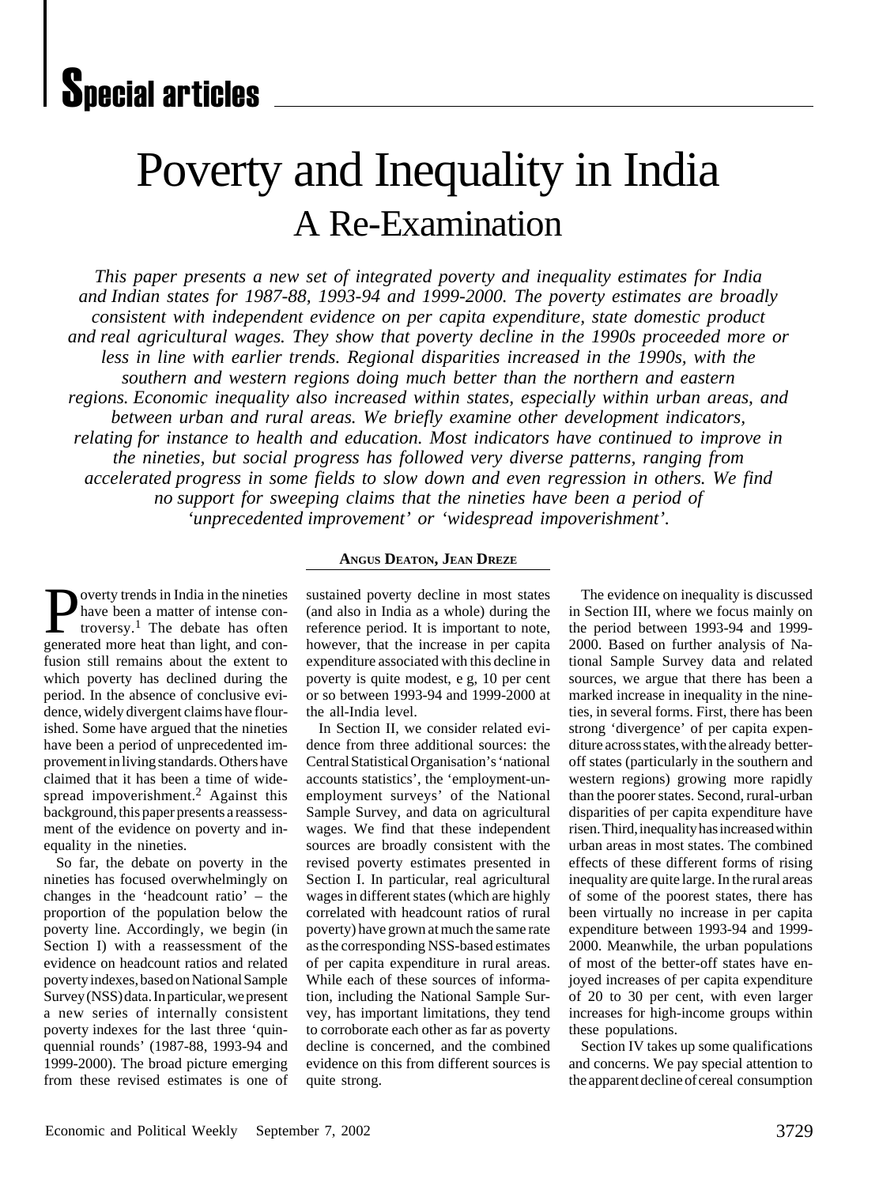# Special articles

# Poverty and Inequality in India

## A Re-Examination

*This paper presents a new set of integrated poverty and inequality estimates for India and Indian states for 1987-88, 1993-94 and 1999-2000. The poverty estimates are broadly consistent with independent evidence on per capita expenditure, state domestic product and real agricultural wages. They show that poverty decline in the 1990s proceeded more or less in line with earlier trends. Regional disparities increased in the 1990s, with the southern and western regions doing much better than the northern and eastern regions. Economic inequality also increased within states, especially within urban areas, and between urban and rural areas. We briefly examine other development indicators, relating for instance to health and education. Most indicators have continued to improve in the nineties, but social progress has followed very diverse patterns, ranging from accelerated progress in some fields to slow down and even regression in others. We find no support for sweeping claims that the nineties have been a period of 'unprecedented improvement' or 'widespread impoverishment'.*

**ANGUS DEATON, JEAN DREZE**

Poverty trends in India in the nineties have been a matter of intense controversy.[1] The debate has often generated more heat than light, and confusion still remains about the extent to which poverty has declined during the period. In the absence of conclusive evidence, widely divergent claims have flourished. Some have argued that the nineties have been a period of unprecedented improvement in living standards. Others have claimed that it has been a time of widespread impoverishment.[2] Against this background, this paper presents a reassessment of the evidence on poverty and inequality in the nineties.

So far, the debate on poverty in the nineties has focused overwhelmingly on changes in the 'headcount ratio' – the proportion of the population below the poverty line. Accordingly, we begin (in Section I) with a reassessment of the evidence on headcount ratios and related poverty indexes, based on National Sample Survey (NSS) data. In particular, we present a new series of internally consistent poverty indexes for the last three 'quinquennial rounds' (1987-88, 1993-94 and 1999-2000). The broad picture emerging from these revised estimates is one of sustained poverty decline in most states (and also in India as a whole) during the reference period. It is important to note, however, that the increase in per capita expenditure associated with this decline in poverty is quite modest, e g, 10 per cent or so between 1993-94 and 1999-2000 at the all-India level.

In Section II, we consider related evidence from three additional sources: the Central Statistical Organisation's 'national accounts statistics', the 'employment-unemployment surveys' of the National Sample Survey, and data on agricultural wages. We find that these independent sources are broadly consistent with the revised poverty estimates presented in Section I. In particular, real agricultural wages in different states (which are highly correlated with headcount ratios of rural poverty) have grown at much the same rate as the corresponding NSS-based estimates of per capita expenditure in rural areas. While each of these sources of information, including the National Sample Survey, has important limitations, they tend to corroborate each other as far as poverty decline is concerned, and the combined evidence on this from different sources is quite strong.

The evidence on inequality is discussed in Section III, where we focus mainly on the period between 1993-94 and 1999-2000. Based on further analysis of National Sample Survey data and related sources, we argue that there has been a marked increase in inequality in the nineties, in several forms. First, there has been strong 'divergence' of per capita expenditure across states, with the already better-off states (particularly in the southern and western regions) growing more rapidly than the poorer states. Second, rural-urban disparities of per capita expenditure have risen. Third, inequality has increased within urban areas in most states. The combined effects of these different forms of rising inequality are quite large. In the rural areas of some of the poorest states, there has been virtually no increase in per capita expenditure between 1993-94 and 1999-2000. Meanwhile, the urban populations of most of the better-off states have enjoyed increases of per capita expenditure of 20 to 30 per cent, with even larger increases for high-income groups within these populations.

Section IV takes up some qualifications and concerns. We pay special attention to the apparent decline of cereal consumption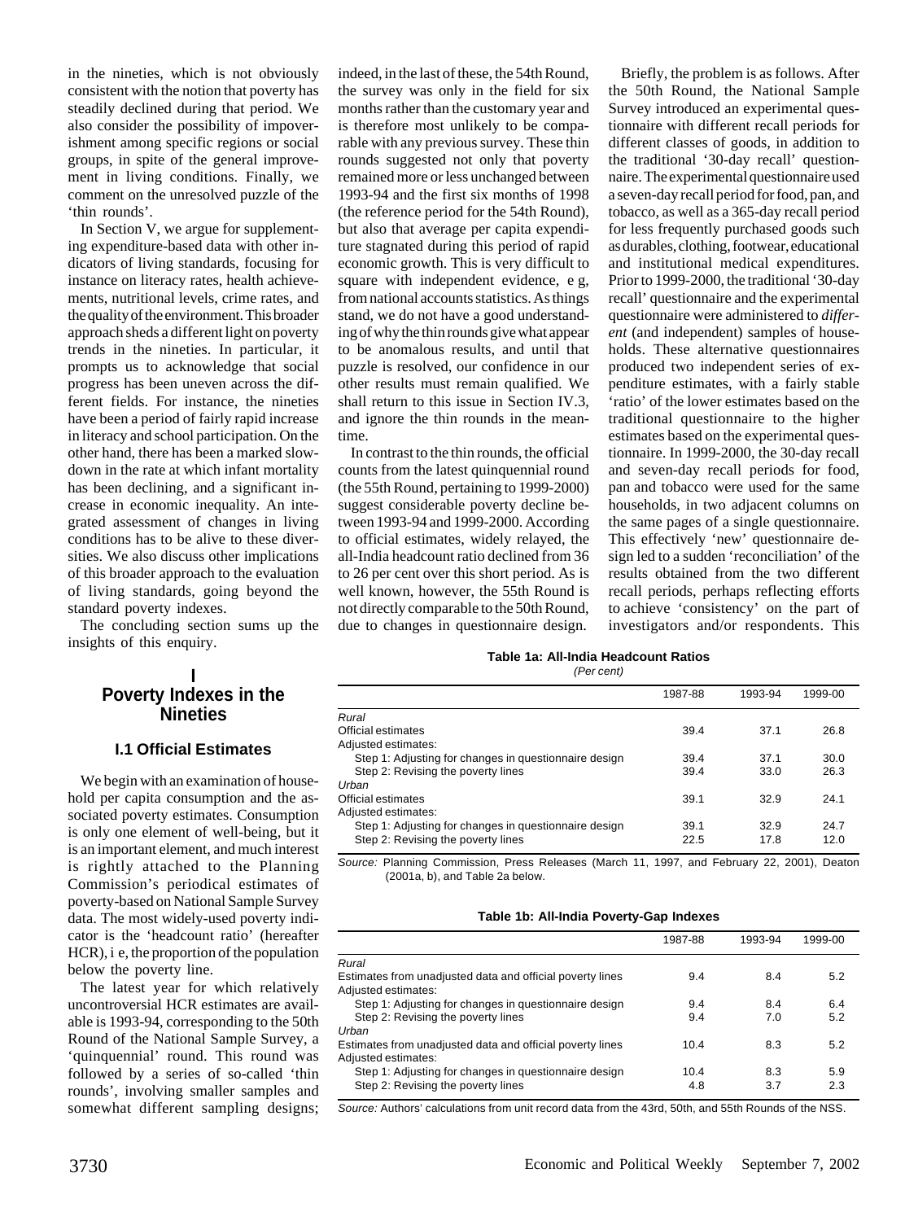in the nineties, which is not obviously consistent with the notion that poverty has steadily declined during that period. We also consider the possibility of impoverishment among specific regions or social groups, in spite of the general improvement in living conditions. Finally, we comment on the unresolved puzzle of the 'thin rounds'.

In Section V, we argue for supplementing expenditure-based data with other indicators of living standards, focusing for instance on literacy rates, health achievements, nutritional levels, crime rates, and the quality of the environment. This broader approach sheds a different light on poverty trends in the nineties. In particular, it prompts us to acknowledge that social progress has been uneven across the different fields. For instance, the nineties have been a period of fairly rapid increase in literacy and school participation. On the other hand, there has been a marked slowdown in the rate at which infant mortality has been declining, and a significant increase in economic inequality. An integrated assessment of changes in living conditions has to be alive to these diversities. We also discuss other implications of this broader approach to the evaluation of living standards, going beyond the standard poverty indexes.

The concluding section sums up the insights of this enquiry.

# I Poverty Indexes in the Nineties

## I.1 Official Estimates

We begin with an examination of household per capita consumption and the associated poverty estimates. Consumption is only one element of well-being, but it is an important element, and much interest is rightly attached to the Planning Commission's periodical estimates of poverty-based on National Sample Survey data. The most widely-used poverty indicator is the 'headcount ratio' (hereafter HCR), i e, the proportion of the population below the poverty line.

The latest year for which relatively uncontroversial HCR estimates are available is 1993-94, corresponding to the 50th Round of the National Sample Survey, a 'quinquennial' round. This round was followed by a series of so-called 'thin rounds', involving smaller samples and somewhat different sampling designs; indeed, in the last of these, the 54th Round, the survey was only in the field for six months rather than the customary year and is therefore most unlikely to be comparable with any previous survey. These thin rounds suggested not only that poverty remained more or less unchanged between 1993-94 and the first six months of 1998 (the reference period for the 54th Round), but also that average per capita expenditure stagnated during this period of rapid economic growth. This is very difficult to square with independent evidence, e g, from national accounts statistics. As things stand, we do not have a good understanding of why the thin rounds give what appear to be anomalous results, and until that puzzle is resolved, our confidence in our other results must remain qualified. We shall return to this issue in Section IV.3, and ignore the thin rounds in the meantime.

In contrast to the thin rounds, the official counts from the latest quinquennial round (the 55th Round, pertaining to 1999-2000) suggest considerable poverty decline between 1993-94 and 1999-2000. According to official estimates, widely relayed, the all-India headcount ratio declined from 36 to 26 per cent over this short period. As is well known, however, the 55th Round is not directly comparable to the 50th Round, due to changes in questionnaire design.

Briefly, the problem is as follows. After the 50th Round, the National Sample Survey introduced an experimental questionnaire with different recall periods for different classes of goods, in addition to the traditional '30-day recall' questionnaire. The experimental questionnaire used a seven-day recall period for food, pan, and tobacco, as well as a 365-day recall period for less frequently purchased goods such as durables, clothing, footwear, educational and institutional medical expenditures. Prior to 1999-2000, the traditional '30-day recall' questionnaire and the experimental questionnaire were administered to *different* (and independent) samples of households. These alternative questionnaires produced two independent series of expenditure estimates, with a fairly stable 'ratio' of the lower estimates based on the traditional questionnaire to the higher estimates based on the experimental questionnaire. In 1999-2000, the 30-day recall and seven-day recall periods for food, pan and tobacco were used for the same households, in two adjacent columns on the same pages of a single questionnaire. This effectively 'new' questionnaire design led to a sudden 'reconciliation' of the results obtained from the two different recall periods, perhaps reflecting efforts to achieve 'consistency' on the part of investigators and/or respondents. This

**Table 1a: All-India Headcount Ratios**

*(Per cent)*

| | 1987-88 | 1993-94 | 1999-00 |
|---|---|---|---|
| *Rural* | | | |
| Official estimates | 39.4 | 37.1 | 26.8 |
| Adjusted estimates: | | | |
| Step 1: Adjusting for changes in questionnaire design | 39.4 | 37.1 | 30.0 |
| Step 2: Revising the poverty lines | 39.4 | 33.0 | 26.3 |
| *Urban* | | | |
| Official estimates | 39.1 | 32.9 | 24.1 |
| Adjusted estimates: | | | |
| Step 1: Adjusting for changes in questionnaire design | 39.1 | 32.9 | 24.7 |
| Step 2: Revising the poverty lines | 22.5 | 17.8 | 12.0 |

*Source:* Planning Commission, Press Releases (March 11, 1997, and February 22, 2001), Deaton (2001a, b), and Table 2a below.

**Table 1b: All-India Poverty-Gap Indexes**

| | 1987-88 | 1993-94 | 1999-00 |
|---|---|---|---|
| *Rural* | | | |
| Estimates from unadjusted data and official poverty lines | 9.4 | 8.4 | 5.2 |
| Adjusted estimates: | | | |
| Step 1: Adjusting for changes in questionnaire design | 9.4 | 8.4 | 6.4 |
| Step 2: Revising the poverty lines | 9.4 | 7.0 | 5.2 |
| *Urban* | | | |
| Estimates from unadjusted data and official poverty lines | 10.4 | 8.3 | 5.2 |
| Adjusted estimates: | | | |
| Step 1: Adjusting for changes in questionnaire design | 10.4 | 8.3 | 5.9 |
| Step 2: Revising the poverty lines | 4.8 | 3.7 | 2.3 |

*Source:* Authors' calculations from unit record data from the 43rd, 50th, and 55th Rounds of the NSS.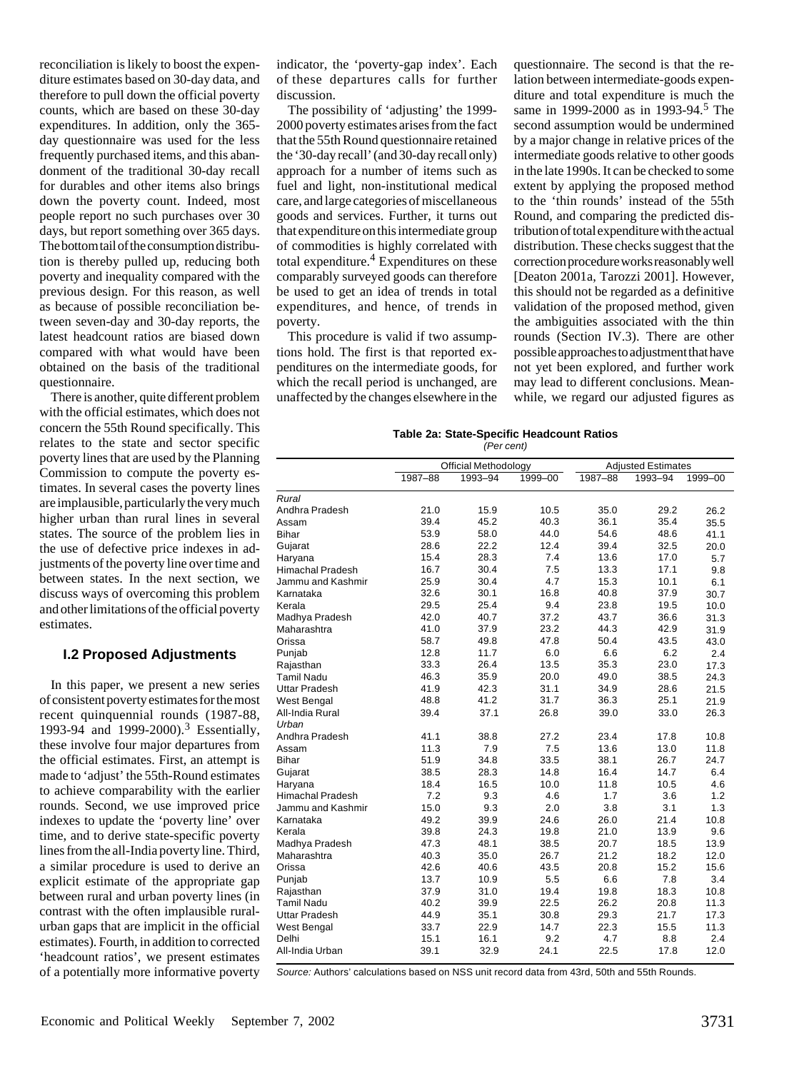reconciliation is likely to boost the expenditure estimates based on 30-day data, and therefore to pull down the official poverty counts, which are based on these 30-day expenditures. In addition, only the 365-day questionnaire was used for the less frequently purchased items, and this abandonment of the traditional 30-day recall for durables and other items also brings down the poverty count. Indeed, most people report no such purchases over 30 days, but report something over 365 days. The bottom tail of the consumption distribution is thereby pulled up, reducing both poverty and inequality compared with the previous design. For this reason, as well as because of possible reconciliation between seven-day and 30-day reports, the latest headcount ratios are biased down compared with what would have been obtained on the basis of the traditional questionnaire.

There is another, quite different problem with the official estimates, which does not concern the 55th Round specifically. This relates to the state and sector specific poverty lines that are used by the Planning Commission to compute the poverty estimates. In several cases the poverty lines are implausible, particularly the very much higher urban than rural lines in several states. The source of the problem lies in the use of defective price indexes in adjustments of the poverty line over time and between states. In the next section, we discuss ways of overcoming this problem and other limitations of the official poverty estimates.

## I.2 Proposed Adjustments

In this paper, we present a new series of consistent poverty estimates for the most recent quinquennial rounds (1987-88, 1993-94 and 1999-2000).[3] Essentially, these involve four major departures from the official estimates. First, an attempt is made to 'adjust' the 55th-Round estimates to achieve comparability with the earlier rounds. Second, we use improved price indexes to update the 'poverty line' over time, and to derive state-specific poverty lines from the all-India poverty line. Third, a similar procedure is used to derive an explicit estimate of the appropriate gap between rural and urban poverty lines (in contrast with the often implausible rural-urban gaps that are implicit in the official estimates). Fourth, in addition to corrected 'headcount ratios', we present estimates of a potentially more informative poverty indicator, the 'poverty-gap index'. Each of these departures calls for further discussion.

The possibility of 'adjusting' the 1999-2000 poverty estimates arises from the fact that the 55th Round questionnaire retained the '30-day recall' (and 30-day recall only) approach for a number of items such as fuel and light, non-institutional medical care, and large categories of miscellaneous goods and services. Further, it turns out that expenditure on this intermediate group of commodities is highly correlated with total expenditure.[4] Expenditures on these comparably surveyed goods can therefore be used to get an idea of trends in total expenditures, and hence, of trends in poverty.

This procedure is valid if two assumptions hold. The first is that reported expenditures on the intermediate goods, for which the recall period is unchanged, are unaffected by the changes elsewhere in the questionnaire. The second is that the relation between intermediate-goods expenditure and total expenditure is much the same in 1999-2000 as in 1993-94.[5] The second assumption would be undermined by a major change in relative prices of the intermediate goods relative to other goods in the late 1990s. It can be checked to some extent by applying the proposed method to the 'thin rounds' instead of the 55th Round, and comparing the predicted distribution of total expenditure with the actual distribution. These checks suggest that the correction procedure works reasonably well [Deaton 2001a, Tarozzi 2001]. However, this should not be regarded as a definitive validation of the proposed method, given the ambiguities associated with the thin rounds (Section IV.3). There are other possible approaches to adjustment that have not yet been explored, and further work may lead to different conclusions. Meanwhile, we regard our adjusted figures as

**Table 2a: State-Specific Headcount Ratios**
*(Per cent)*

| | Official Methodology | | | Adjusted Estimates | | |
|---|---|---|---|---|---|---|
| | 1987–88 | 1993–94 | 1999–00 | 1987–88 | 1993–94 | 1999–00 |
| *Rural* | | | | | | |
| Andhra Pradesh | 21.0 | 15.9 | 10.5 | 35.0 | 29.2 | 26.2 |
| Assam | 39.4 | 45.2 | 40.3 | 36.1 | 35.4 | 35.5 |
| Bihar | 53.9 | 58.0 | 44.0 | 54.6 | 48.6 | 41.1 |
| Gujarat | 28.6 | 22.2 | 12.4 | 39.4 | 32.5 | 20.0 |
| Haryana | 15.4 | 28.3 | 7.4 | 13.6 | 17.0 | 5.7 |
| Himachal Pradesh | 16.7 | 30.4 | 7.5 | 13.3 | 17.1 | 9.8 |
| Jammu and Kashmir | 25.9 | 30.4 | 4.7 | 15.3 | 10.1 | 6.1 |
| Karnataka | 32.6 | 30.1 | 16.8 | 40.8 | 37.9 | 30.7 |
| Kerala | 29.5 | 25.4 | 9.4 | 23.8 | 19.5 | 10.0 |
| Madhya Pradesh | 42.0 | 40.7 | 37.2 | 43.7 | 36.6 | 31.3 |
| Maharashtra | 41.0 | 37.9 | 23.2 | 44.3 | 42.9 | 31.9 |
| Orissa | 58.7 | 49.8 | 47.8 | 50.4 | 43.5 | 43.0 |
| Punjab | 12.8 | 11.7 | 6.0 | 6.6 | 6.2 | 2.4 |
| Rajasthan | 33.3 | 26.4 | 13.5 | 35.3 | 23.0 | 17.3 |
| Tamil Nadu | 46.3 | 35.9 | 20.0 | 49.0 | 38.5 | 24.3 |
| Uttar Pradesh | 41.9 | 42.3 | 31.1 | 34.9 | 28.6 | 21.5 |
| West Bengal | 48.8 | 41.2 | 31.7 | 36.3 | 25.1 | 21.9 |
| All-India Rural | 39.4 | 37.1 | 26.8 | 39.0 | 33.0 | 26.3 |
| *Urban* | | | | | | |
| Andhra Pradesh | 41.1 | 38.8 | 27.2 | 23.4 | 17.8 | 10.8 |
| Assam | 11.3 | 7.9 | 7.5 | 13.6 | 13.0 | 11.8 |
| Bihar | 51.9 | 34.8 | 33.5 | 38.1 | 26.7 | 24.7 |
| Gujarat | 38.5 | 28.3 | 14.8 | 16.4 | 14.7 | 6.4 |
| Haryana | 18.4 | 16.5 | 10.0 | 11.8 | 10.5 | 4.6 |
| Himachal Pradesh | 7.2 | 9.3 | 4.6 | 1.7 | 3.6 | 1.2 |
| Jammu and Kashmir | 15.0 | 9.3 | 2.0 | 3.8 | 3.1 | 1.3 |
| Karnataka | 49.2 | 39.9 | 24.6 | 26.0 | 21.4 | 10.8 |
| Kerala | 39.8 | 24.3 | 19.8 | 21.0 | 13.9 | 9.6 |
| Madhya Pradesh | 47.3 | 48.1 | 38.5 | 20.7 | 18.5 | 13.9 |
| Maharashtra | 40.3 | 35.0 | 26.7 | 21.2 | 18.2 | 12.0 |
| Orissa | 42.6 | 40.6 | 43.5 | 20.8 | 15.2 | 15.6 |
| Punjab | 13.7 | 10.9 | 5.5 | 6.6 | 7.8 | 3.4 |
| Rajasthan | 37.9 | 31.0 | 19.4 | 19.8 | 18.3 | 10.8 |
| Tamil Nadu | 40.2 | 39.9 | 22.5 | 26.2 | 20.8 | 11.3 |
| Uttar Pradesh | 44.9 | 35.1 | 30.8 | 29.3 | 21.7 | 17.3 |
| West Bengal | 33.7 | 22.9 | 14.7 | 22.3 | 15.5 | 11.3 |
| Delhi | 15.1 | 16.1 | 9.2 | 4.7 | 8.8 | 2.4 |
| All-India Urban | 39.1 | 32.9 | 24.1 | 22.5 | 17.8 | 12.0 |

*Source:* Authors' calculations based on NSS unit record data from 43rd, 50th and 55th Rounds.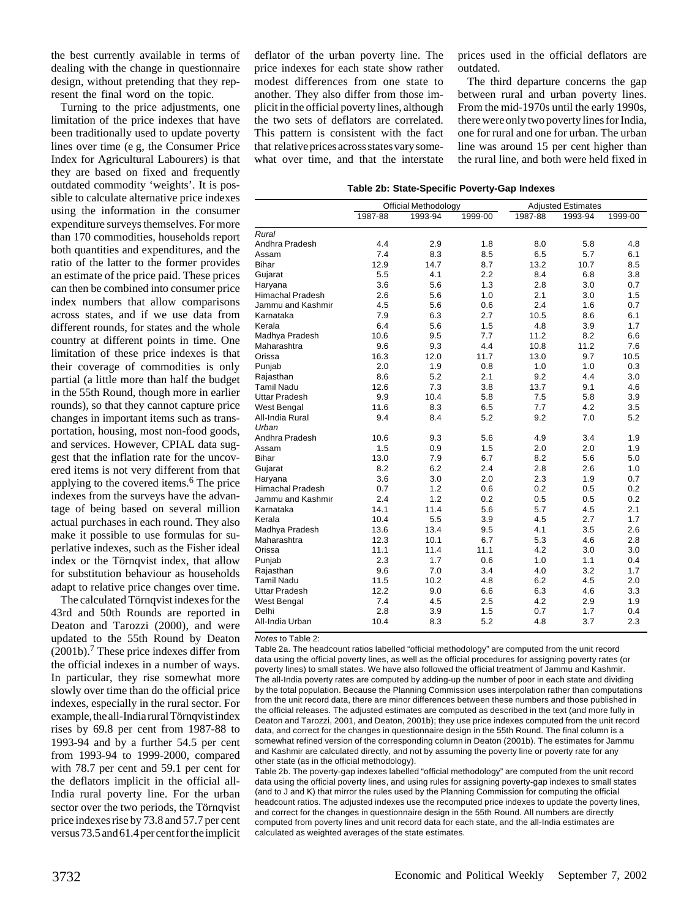the best currently available in terms of dealing with the change in questionnaire design, without pretending that they represent the final word on the topic.

Turning to the price adjustments, one limitation of the price indexes that have been traditionally used to update poverty lines over time (e g, the Consumer Price Index for Agricultural Labourers) is that they are based on fixed and frequently outdated commodity 'weights'. It is possible to calculate alternative price indexes using the information in the consumer expenditure surveys themselves. For more than 170 commodities, households report both quantities and expenditures, and the ratio of the latter to the former provides an estimate of the price paid. These prices can then be combined into consumer price index numbers that allow comparisons across states, and if we use data from different rounds, for states and the whole country at different points in time. One limitation of these price indexes is that their coverage of commodities is only partial (a little more than half the budget in the 55th Round, though more in earlier rounds), so that they cannot capture price changes in important items such as transportation, housing, most non-food goods, and services. However, CPIAL data suggest that the inflation rate for the uncovered items is not very different from that applying to the covered items.[6] The price indexes from the surveys have the advantage of being based on several million actual purchases in each round. They also make it possible to use formulas for superlative indexes, such as the Fisher ideal index or the Törnqvist index, that allow for substitution behaviour as households adapt to relative price changes over time.

The calculated Törnqvist indexes for the 43rd and 50th Rounds are reported in Deaton and Tarozzi (2000), and were updated to the 55th Round by Deaton (2001b).[7] These price indexes differ from the official indexes in a number of ways. In particular, they rise somewhat more slowly over time than do the official price indexes, especially in the rural sector. For example, the all-India rural Törnqvist index rises by 69.8 per cent from 1987-88 to 1993-94 and by a further 54.5 per cent from 1993-94 to 1999-2000, compared with 78.7 per cent and 59.1 per cent for the deflators implicit in the official all-India rural poverty line. For the urban sector over the two periods, the Törnqvist price indexes rise by 73.8 and 57.7 per cent versus 73.5 and 61.4 per cent for the implicit deflator of the urban poverty line. The price indexes for each state show rather modest differences from one state to another. They also differ from those implicit in the official poverty lines, although the two sets of deflators are correlated. This pattern is consistent with the fact that relative prices across states vary somewhat over time, and that the interstate prices used in the official deflators are outdated.

The third departure concerns the gap between rural and urban poverty lines. From the mid-1970s until the early 1990s, there were only two poverty lines for India, one for rural and one for urban. The urban line was around 15 per cent higher than the rural line, and both were held fixed in

**Table 2b: State-Specific Poverty-Gap Indexes**

| | Official Methodology | | | Adjusted Estimates | | |
|---|---|---|---|---|---|---|
| | 1987-88 | 1993-94 | 1999-00 | 1987-88 | 1993-94 | 1999-00 |
| *Rural* | | | | | | |
| Andhra Pradesh | 4.4 | 2.9 | 1.8 | 8.0 | 5.8 | 4.8 |
| Assam | 7.4 | 8.3 | 8.5 | 6.5 | 5.7 | 6.1 |
| Bihar | 12.9 | 14.7 | 8.7 | 13.2 | 10.7 | 8.5 |
| Gujarat | 5.5 | 4.1 | 2.2 | 8.4 | 6.8 | 3.8 |
| Haryana | 3.6 | 5.6 | 1.3 | 2.8 | 3.0 | 0.7 |
| Himachal Pradesh | 2.6 | 5.6 | 1.0 | 2.1 | 3.0 | 1.5 |
| Jammu and Kashmir | 4.5 | 5.6 | 0.6 | 2.4 | 1.6 | 0.7 |
| Karnataka | 7.9 | 6.3 | 2.7 | 10.5 | 8.6 | 6.1 |
| Kerala | 6.4 | 5.6 | 1.5 | 4.8 | 3.9 | 1.7 |
| Madhya Pradesh | 10.6 | 9.5 | 7.7 | 11.2 | 8.2 | 6.6 |
| Maharashtra | 9.6 | 9.3 | 4.4 | 10.8 | 11.2 | 7.6 |
| Orissa | 16.3 | 12.0 | 11.7 | 13.0 | 9.7 | 10.5 |
| Punjab | 2.0 | 1.9 | 0.8 | 1.0 | 1.0 | 0.3 |
| Rajasthan | 8.6 | 5.2 | 2.1 | 9.2 | 4.4 | 3.0 |
| Tamil Nadu | 12.6 | 7.3 | 3.8 | 13.7 | 9.1 | 4.6 |
| Uttar Pradesh | 9.9 | 10.4 | 5.8 | 7.5 | 5.8 | 3.9 |
| West Bengal | 11.6 | 8.3 | 6.5 | 7.7 | 4.2 | 3.5 |
| All-India Rural | 9.4 | 8.4 | 5.2 | 9.2 | 7.0 | 5.2 |
| *Urban* | | | | | | |
| Andhra Pradesh | 10.6 | 9.3 | 5.6 | 4.9 | 3.4 | 1.9 |
| Assam | 1.5 | 0.9 | 1.5 | 2.0 | 2.0 | 1.9 |
| Bihar | 13.0 | 7.9 | 6.7 | 8.2 | 5.6 | 5.0 |
| Gujarat | 8.2 | 6.2 | 2.4 | 2.8 | 2.6 | 1.0 |
| Haryana | 3.6 | 3.0 | 2.0 | 2.3 | 1.9 | 0.7 |
| Himachal Pradesh | 0.7 | 1.2 | 0.6 | 0.2 | 0.5 | 0.2 |
| Jammu and Kashmir | 2.4 | 1.2 | 0.2 | 0.5 | 0.5 | 0.2 |
| Karnataka | 14.1 | 11.4 | 5.6 | 5.7 | 4.5 | 2.1 |
| Kerala | 10.4 | 5.5 | 3.9 | 4.5 | 2.7 | 1.7 |
| Madhya Pradesh | 13.6 | 13.4 | 9.5 | 4.1 | 3.5 | 2.6 |
| Maharashtra | 12.3 | 10.1 | 6.7 | 5.3 | 4.6 | 2.8 |
| Orissa | 11.1 | 11.4 | 11.1 | 4.2 | 3.0 | 3.0 |
| Punjab | 2.3 | 1.7 | 0.6 | 1.0 | 1.1 | 0.4 |
| Rajasthan | 9.6 | 7.0 | 3.4 | 4.0 | 3.2 | 1.7 |
| Tamil Nadu | 11.5 | 10.2 | 4.8 | 6.2 | 4.5 | 2.0 |
| Uttar Pradesh | 12.2 | 9.0 | 6.6 | 6.3 | 4.6 | 3.3 |
| West Bengal | 7.4 | 4.5 | 2.5 | 4.2 | 2.9 | 1.9 |
| Delhi | 2.8 | 3.9 | 1.5 | 0.7 | 1.7 | 0.4 |
| All-India Urban | 10.4 | 8.3 | 5.2 | 4.8 | 3.7 | 2.3 |

*Notes* to Table 2:

Table 2a. The headcount ratios labelled "official methodology" are computed from the unit record data using the official poverty lines, as well as the official procedures for assigning poverty rates (or poverty lines) to small states. We have also followed the official treatment of Jammu and Kashmir. The all-India poverty rates are computed by adding-up the number of poor in each state and dividing by the total population. Because the Planning Commission uses interpolation rather than computations from the unit record data, there are minor differences between these numbers and those published in the official releases. The adjusted estimates are computed as described in the text (and more fully in Deaton and Tarozzi, 2001, and Deaton, 2001b); they use price indexes computed from the unit record data, and correct for the changes in questionnaire design in the 55th Round. The final column is a somewhat refined version of the corresponding column in Deaton (2001b). The estimates for Jammu and Kashmir are calculated directly, and not by assuming the poverty line or poverty rate for any other state (as in the official methodology).

Table 2b. The poverty-gap indexes labelled "official methodology" are computed from the unit record data using the official poverty lines, and using rules for assigning poverty-gap indexes to small states (and to J and K) that mirror the rules used by the Planning Commission for computing the official headcount ratios. The adjusted indexes use the recomputed price indexes to update the poverty lines, and correct for the changes in questionnaire design in the 55th Round. All numbers are directly computed from poverty lines and unit record data for each state, and the all-India estimates are calculated as weighted averages of the state estimates.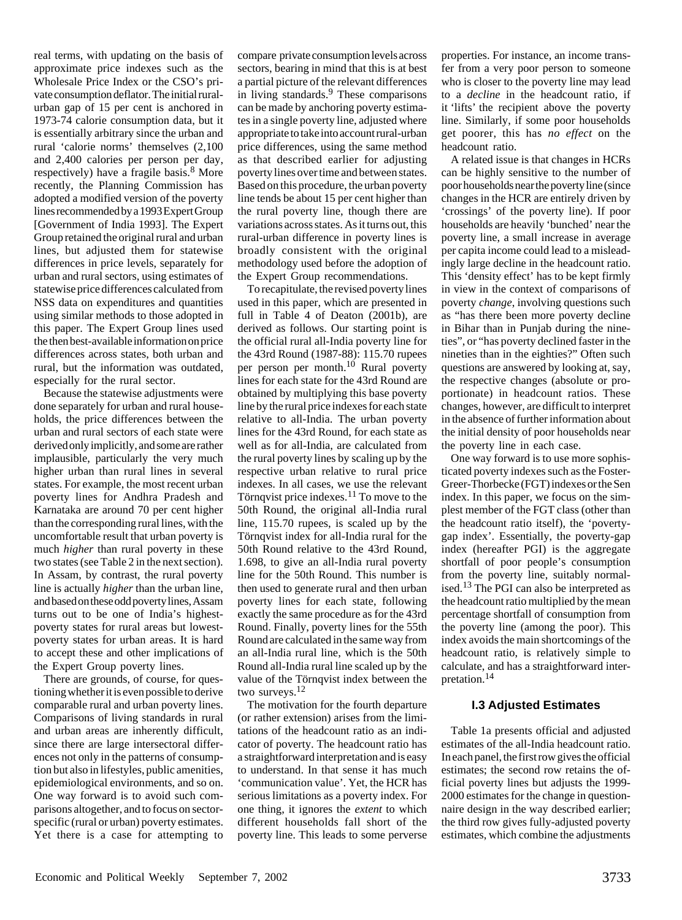real terms, with updating on the basis of approximate price indexes such as the Wholesale Price Index or the CSO's private consumption deflator. The initial rural-urban gap of 15 per cent is anchored in 1973-74 calorie consumption data, but it is essentially arbitrary since the urban and rural 'calorie norms' themselves (2,100 and 2,400 calories per person per day, respectively) have a fragile basis.[8] More recently, the Planning Commission has adopted a modified version of the poverty lines recommended by a 1993 Expert Group [Government of India 1993]. The Expert Group retained the original rural and urban lines, but adjusted them for statewise differences in price levels, separately for urban and rural sectors, using estimates of statewise price differences calculated from NSS data on expenditures and quantities using similar methods to those adopted in this paper. The Expert Group lines used the then best-available information on price differences across states, both urban and rural, but the information was outdated, especially for the rural sector.

Because the statewise adjustments were done separately for urban and rural households, the price differences between the urban and rural sectors of each state were derived only implicitly, and some are rather implausible, particularly the very much higher urban than rural lines in several states. For example, the most recent urban poverty lines for Andhra Pradesh and Karnataka are around 70 per cent higher than the corresponding rural lines, with the uncomfortable result that urban poverty is much *higher* than rural poverty in these two states (see Table 2 in the next section). In Assam, by contrast, the rural poverty line is actually *higher* than the urban line, and based on these odd poverty lines, Assam turns out to be one of India's highest-poverty states for rural areas but lowest-poverty states for urban areas. It is hard to accept these and other implications of the Expert Group poverty lines.

There are grounds, of course, for questioning whether it is even possible to derive comparable rural and urban poverty lines. Comparisons of living standards in rural and urban areas are inherently difficult, since there are large intersectoral differences not only in the patterns of consumption but also in lifestyles, public amenities, epidemiological environments, and so on. One way forward is to avoid such comparisons altogether, and to focus on sector-specific (rural or urban) poverty estimates. Yet there is a case for attempting to compare private consumption levels across sectors, bearing in mind that this is at best a partial picture of the relevant differences in living standards.[9] These comparisons can be made by anchoring poverty estimates in a single poverty line, adjusted where appropriate to take into account rural-urban price differences, using the same method as that described earlier for adjusting poverty lines over time and between states. Based on this procedure, the urban poverty line tends be about 15 per cent higher than the rural poverty line, though there are variations across states. As it turns out, this rural-urban difference in poverty lines is broadly consistent with the original methodology used before the adoption of the Expert Group recommendations.

To recapitulate, the revised poverty lines used in this paper, which are presented in full in Table 4 of Deaton (2001b), are derived as follows. Our starting point is the official rural all-India poverty line for the 43rd Round (1987-88): 115.70 rupees per person per month.[10] Rural poverty lines for each state for the 43rd Round are obtained by multiplying this base poverty line by the rural price indexes for each state relative to all-India. The urban poverty lines for the 43rd Round, for each state as well as for all-India, are calculated from the rural poverty lines by scaling up by the respective urban relative to rural price indexes. In all cases, we use the relevant Törnqvist price indexes.[11] To move to the 50th Round, the original all-India rural line, 115.70 rupees, is scaled up by the Törnqvist index for all-India rural for the 50th Round relative to the 43rd Round, 1.698, to give an all-India rural poverty line for the 50th Round. This number is then used to generate rural and then urban poverty lines for each state, following exactly the same procedure as for the 43rd Round. Finally, poverty lines for the 55th Round are calculated in the same way from an all-India rural line, which is the 50th Round all-India rural line scaled up by the value of the Törnqvist index between the two surveys.[12]

The motivation for the fourth departure (or rather extension) arises from the limitations of the headcount ratio as an indicator of poverty. The headcount ratio has a straightforward interpretation and is easy to understand. In that sense it has much 'communication value'. Yet, the HCR has serious limitations as a poverty index. For one thing, it ignores the *extent* to which different households fall short of the poverty line. This leads to some perverse properties. For instance, an income transfer from a very poor person to someone who is closer to the poverty line may lead to a *decline* in the headcount ratio, if it 'lifts' the recipient above the poverty line. Similarly, if some poor households get poorer, this has *no effect* on the headcount ratio.

A related issue is that changes in HCRs can be highly sensitive to the number of poor households near the poverty line (since changes in the HCR are entirely driven by 'crossings' of the poverty line). If poor households are heavily 'bunched' near the poverty line, a small increase in average per capita income could lead to a misleadingly large decline in the headcount ratio. This 'density effect' has to be kept firmly in view in the context of comparisons of poverty *change*, involving questions such as "has there been more poverty decline in Bihar than in Punjab during the nineties", or "has poverty declined faster in the nineties than in the eighties?" Often such questions are answered by looking at, say, the respective changes (absolute or proportionate) in headcount ratios. These changes, however, are difficult to interpret in the absence of further information about the initial density of poor households near the poverty line in each case.

One way forward is to use more sophisticated poverty indexes such as the Foster-Greer-Thorbecke (FGT) indexes or the Sen index. In this paper, we focus on the simplest member of the FGT class (other than the headcount ratio itself), the 'poverty-gap index'. Essentially, the poverty-gap index (hereafter PGI) is the aggregate shortfall of poor people's consumption from the poverty line, suitably normalised.[13] The PGI can also be interpreted as the headcount ratio multiplied by the mean percentage shortfall of consumption from the poverty line (among the poor). This index avoids the main shortcomings of the headcount ratio, is relatively simple to calculate, and has a straightforward interpretation.[14]

### I.3 Adjusted Estimates

Table 1a presents official and adjusted estimates of the all-India headcount ratio. In each panel, the first row gives the official estimates; the second row retains the official poverty lines but adjusts the 1999-2000 estimates for the change in questionnaire design in the way described earlier; the third row gives fully-adjusted poverty estimates, which combine the adjustments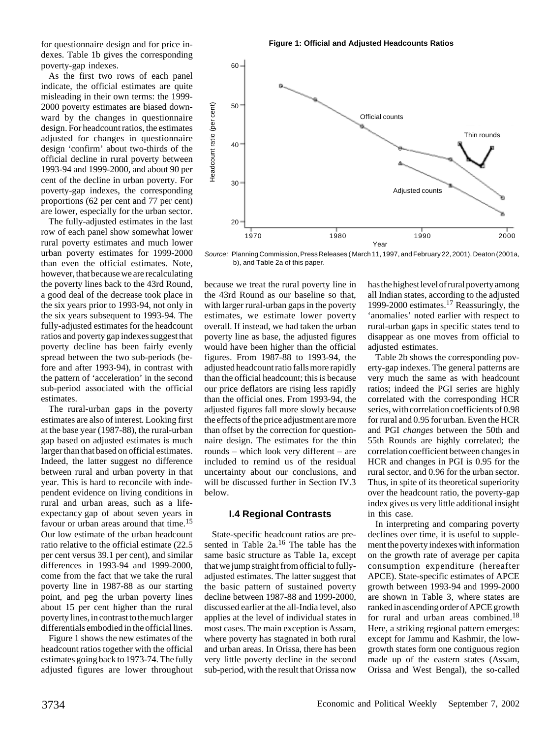for questionnaire design and for price indexes. Table 1b gives the corresponding poverty-gap indexes.

As the first two rows of each panel indicate, the official estimates are quite misleading in their own terms: the 1999-2000 poverty estimates are biased downward by the changes in questionnaire design. For headcount ratios, the estimates adjusted for changes in questionnaire design 'confirm' about two-thirds of the official decline in rural poverty between 1993-94 and 1999-2000, and about 90 per cent of the decline in urban poverty. For poverty-gap indexes, the corresponding proportions (62 per cent and 77 per cent) are lower, especially for the urban sector.

The fully-adjusted estimates in the last row of each panel show somewhat lower rural poverty estimates and much lower urban poverty estimates for 1999-2000 than even the official estimates. Note, however, that because we are recalculating the poverty lines back to the 43rd Round, a good deal of the decrease took place in the six years prior to 1993-94, not only in the six years subsequent to 1993-94. The fully-adjusted estimates for the headcount ratios and poverty gap indexes suggest that poverty decline has been fairly evenly spread between the two sub-periods (before and after 1993-94), in contrast with the pattern of 'acceleration' in the second sub-period associated with the official estimates.

The rural-urban gaps in the poverty estimates are also of interest. Looking first at the base year (1987-88), the rural-urban gap based on adjusted estimates is much larger than that based on official estimates. Indeed, the latter suggest no difference between rural and urban poverty in that year. This is hard to reconcile with independent evidence on living conditions in rural and urban areas, such as a life-expectancy gap of about seven years in favour or urban areas around that time.[15] Our low estimate of the urban headcount ratio relative to the official estimate (22.5 per cent versus 39.1 per cent), and similar differences in 1993-94 and 1999-2000, come from the fact that we take the rural poverty line in 1987-88 as our starting point, and peg the urban poverty lines about 15 per cent higher than the rural poverty lines, in contrast to the much larger differentials embodied in the official lines.

Figure 1 shows the new estimates of the headcount ratios together with the official estimates going back to 1973-74. The fully adjusted figures are lower throughout because we treat the rural poverty line in the 43rd Round as our baseline so that, with larger rural-urban gaps in the poverty estimates, we estimate lower poverty overall. If instead, we had taken the urban poverty line as base, the adjusted figures would have been higher than the official figures. From 1987-88 to 1993-94, the adjusted headcount ratio falls more rapidly than the official headcount; this is because our price deflators are rising less rapidly than the official ones. From 1993-94, the adjusted figures fall more slowly because the effects of the price adjustment are more than offset by the correction for questionnaire design. The estimates for the thin rounds – which look very different – are included to remind us of the residual uncertainty about our conclusions, and will be discussed further in Section IV.3 below.

**Figure 1: Official and Adjusted Headcounts Ratios**

*Source:* Planning Commission, Press Releases (March 11, 1997, and February 22, 2001), Deaton (2001a, b), and Table 2a of this paper.

### I.4 Regional Contrasts

State-specific headcount ratios are presented in Table 2a.[16] The table has the same basic structure as Table 1a, except that we jump straight from official to fully-adjusted estimates. The latter suggest that the basic pattern of sustained poverty decline between 1987-88 and 1999-2000, discussed earlier at the all-India level, also applies at the level of individual states in most cases. The main exception is Assam, where poverty has stagnated in both rural and urban areas. In Orissa, there has been very little poverty decline in the second sub-period, with the result that Orissa now has the highest level of rural poverty among all Indian states, according to the adjusted 1999-2000 estimates.[17] Reassuringly, the 'anomalies' noted earlier with respect to rural-urban gaps in specific states tend to disappear as one moves from official to adjusted estimates.

Table 2b shows the corresponding poverty-gap indexes. The general patterns are very much the same as with headcount ratios; indeed the PGI series are highly correlated with the corresponding HCR series, with correlation coefficients of 0.98 for rural and 0.95 for urban. Even the HCR and PGI *changes* between the 50th and 55th Rounds are highly correlated; the correlation coefficient between changes in HCR and changes in PGI is 0.95 for the rural sector, and 0.96 for the urban sector. Thus, in spite of its theoretical superiority over the headcount ratio, the poverty-gap index gives us very little additional insight in this case.

In interpreting and comparing poverty declines over time, it is useful to supplement the poverty indexes with information on the growth rate of average per capita consumption expenditure (hereafter APCE). State-specific estimates of APCE growth between 1993-94 and 1999-2000 are shown in Table 3, where states are ranked in ascending order of APCE growth for rural and urban areas combined.[18] Here, a striking regional pattern emerges: except for Jammu and Kashmir, the low-growth states form one contiguous region made up of the eastern states (Assam, Orissa and West Bengal), the so-called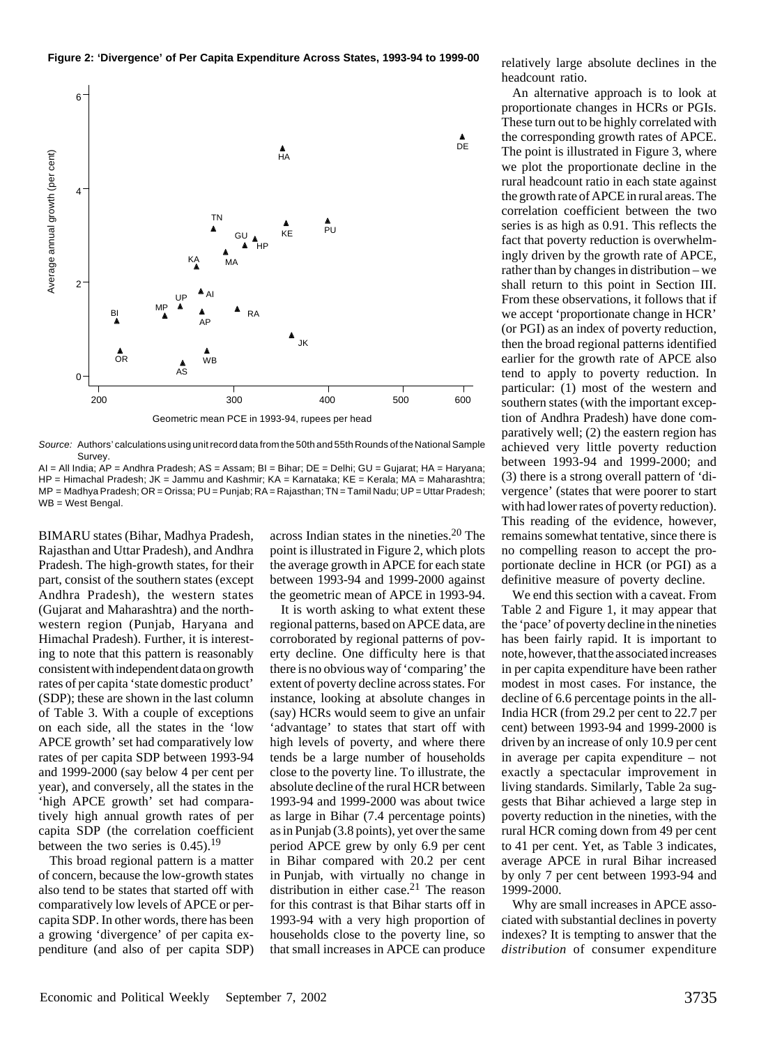**Figure 2: 'Divergence' of Per Capita Expenditure Across States, 1993-94 to 1999-00**

*Source:* Authors' calculations using unit record data from the 50th and 55th Rounds of the National Sample Survey.

AI = All India; AP = Andhra Pradesh; AS = Assam; BI = Bihar; DE = Delhi; GU = Gujarat; HA = Haryana; HP = Himachal Pradesh; JK = Jammu and Kashmir; KA = Karnataka; KE = Kerala; MA = Maharashtra; MP = Madhya Pradesh; OR = Orissa; PU = Punjab; RA = Rajasthan; TN = Tamil Nadu; UP = Uttar Pradesh; WB = West Bengal.

BIMARU states (Bihar, Madhya Pradesh, Rajasthan and Uttar Pradesh), and Andhra Pradesh. The high-growth states, for their part, consist of the southern states (except Andhra Pradesh), the western states (Gujarat and Maharashtra) and the north-western region (Punjab, Haryana and Himachal Pradesh). Further, it is interesting to note that this pattern is reasonably consistent with independent data on growth rates of per capita 'state domestic product' (SDP); these are shown in the last column of Table 3. With a couple of exceptions on each side, all the states in the 'low APCE growth' set had comparatively low rates of per capita SDP between 1993-94 and 1999-2000 (say below 4 per cent per year), and conversely, all the states in the 'high APCE growth' set had comparatively high annual growth rates of per capita SDP (the correlation coefficient between the two series is 0.45).[19]

This broad regional pattern is a matter of concern, because the low-growth states also tend to be states that started off with comparatively low levels of APCE or per-capita SDP. In other words, there has been a growing 'divergence' of per capita expenditure (and also of per capita SDP) across Indian states in the nineties.[20] The point is illustrated in Figure 2, which plots the average growth in APCE for each state between 1993-94 and 1999-2000 against the geometric mean of APCE in 1993-94.

It is worth asking to what extent these regional patterns, based on APCE data, are corroborated by regional patterns of poverty decline. One difficulty here is that there is no obvious way of 'comparing' the extent of poverty decline across states. For instance, looking at absolute changes in (say) HCRs would seem to give an unfair 'advantage' to states that start off with high levels of poverty, and where there tends be a large number of households close to the poverty line. To illustrate, the absolute decline of the rural HCR between 1993-94 and 1999-2000 was about twice as large in Bihar (7.4 percentage points) as in Punjab (3.8 points), yet over the same period APCE grew by only 6.9 per cent in Bihar compared with 20.2 per cent in Punjab, with virtually no change in distribution in either case.[21] The reason for this contrast is that Bihar starts off in 1993-94 with a very high proportion of households close to the poverty line, so that small increases in APCE can produce relatively large absolute declines in the headcount ratio.

An alternative approach is to look at proportionate changes in HCRs or PGIs. These turn out to be highly correlated with the corresponding growth rates of APCE. The point is illustrated in Figure 3, where we plot the proportionate decline in the rural headcount ratio in each state against the growth rate of APCE in rural areas. The correlation coefficient between the two series is as high as 0.91. This reflects the fact that poverty reduction is overwhelmingly driven by the growth rate of APCE, rather than by changes in distribution – we shall return to this point in Section III. From these observations, it follows that if we accept 'proportionate change in HCR' (or PGI) as an index of poverty reduction, then the broad regional patterns identified earlier for the growth rate of APCE also tend to apply to poverty reduction. In particular: (1) most of the western and southern states (with the important exception of Andhra Pradesh) have done comparatively well; (2) the eastern region has achieved very little poverty reduction between 1993-94 and 1999-2000; and (3) there is a strong overall pattern of 'divergence' (states that were poorer to start with had lower rates of poverty reduction). This reading of the evidence, however, remains somewhat tentative, since there is no compelling reason to accept the proportionate decline in HCR (or PGI) as a definitive measure of poverty decline.

We end this section with a caveat. From Table 2 and Figure 1, it may appear that the 'pace' of poverty decline in the nineties has been fairly rapid. It is important to note, however, that the associated increases in per capita expenditure have been rather modest in most cases. For instance, the decline of 6.6 percentage points in the all-India HCR (from 29.2 per cent to 22.7 per cent) between 1993-94 and 1999-2000 is driven by an increase of only 10.9 per cent in average per capita expenditure – not exactly a spectacular improvement in living standards. Similarly, Table 2a suggests that Bihar achieved a large step in poverty reduction in the nineties, with the rural HCR coming down from 49 per cent to 41 per cent. Yet, as Table 3 indicates, average APCE in rural Bihar increased by only 7 per cent between 1993-94 and 1999-2000.

Why are small increases in APCE associated with substantial declines in poverty indexes? It is tempting to answer that the *distribution* of consumer expenditure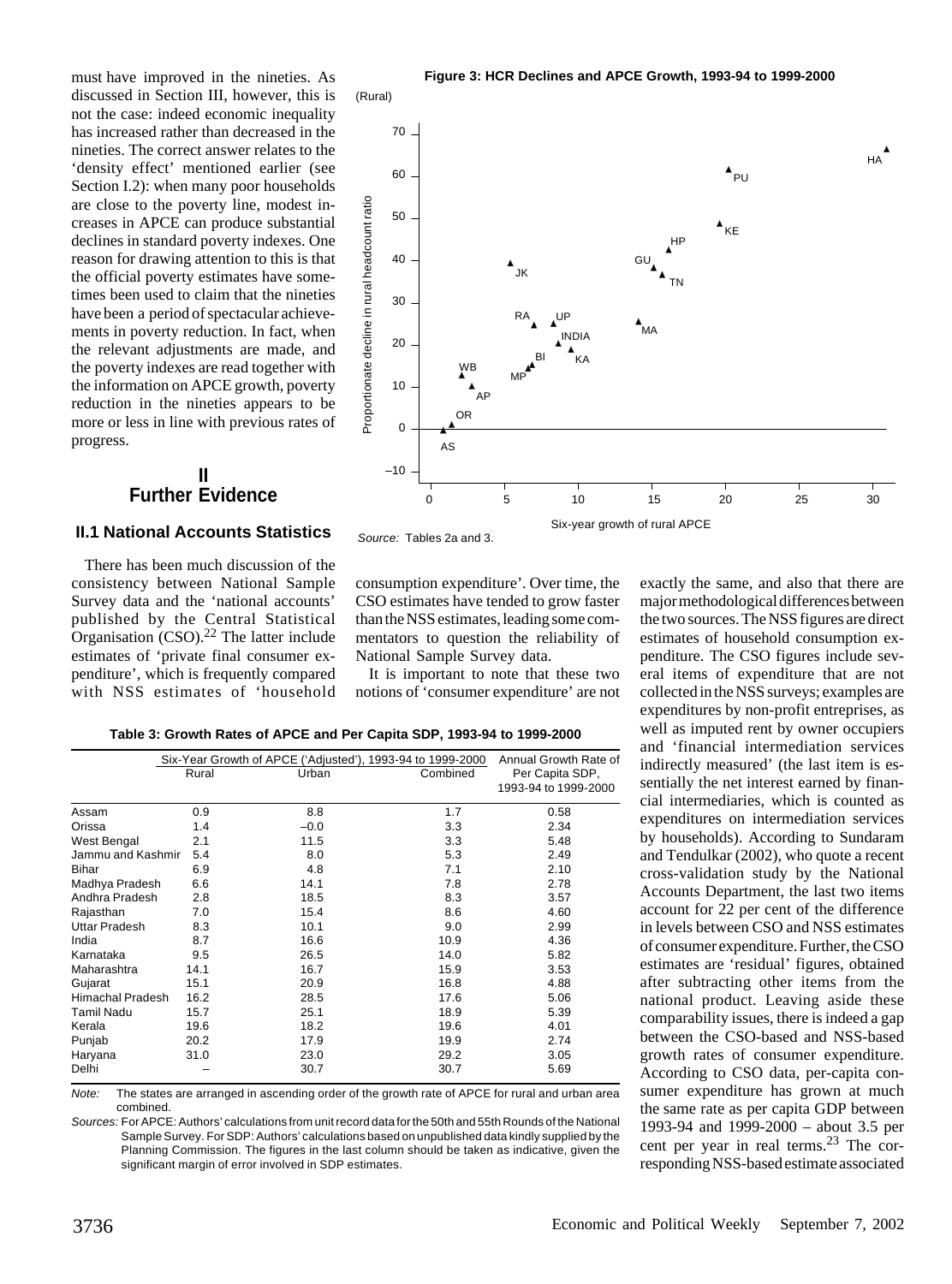must have improved in the nineties. As discussed in Section III, however, this is not the case: indeed economic inequality has increased rather than decreased in the nineties. The correct answer relates to the 'density effect' mentioned earlier (see Section I.2): when many poor households are close to the poverty line, modest increases in APCE can produce substantial declines in standard poverty indexes. One reason for drawing attention to this is that the official poverty estimates have sometimes been used to claim that the nineties have been a period of spectacular achievements in poverty reduction. In fact, when the relevant adjustments are made, and the poverty indexes are read together with the information on APCE growth, poverty reduction in the nineties appears to be more or less in line with previous rates of progress.

**Figure 3: HCR Declines and APCE Growth, 1993-94 to 1999-2000**

(Rural)

Source: Tables 2a and 3.

## II
## Further Evidence

### II.1 National Accounts Statistics

There has been much discussion of the consistency between National Sample Survey data and the 'national accounts' published by the Central Statistical Organisation (CSO).[22] The latter include estimates of 'private final consumer expenditure', which is frequently compared with NSS estimates of 'household consumption expenditure'. Over time, the CSO estimates have tended to grow faster than the NSS estimates, leading some commentators to question the reliability of National Sample Survey data.

It is important to note that these two notions of 'consumer expenditure' are not exactly the same, and also that there are major methodological differences between the two sources. The NSS figures are direct estimates of household consumption expenditure. The CSO figures include several items of expenditure that are not collected in the NSS surveys; examples are expenditures by non-profit entreprises, as well as imputed rent by owner occupiers and 'financial intermediation services indirectly measured' (the last item is essentially the net interest earned by financial intermediaries, which is counted as expenditures on intermediation services by households). According to Sundaram and Tendulkar (2002), who quote a recent cross-validation study by the National Accounts Department, the last two items account for 22 per cent of the difference in levels between CSO and NSS estimates of consumer expenditure. Further, the CSO estimates are 'residual' figures, obtained after subtracting other items from the national product. Leaving aside these comparability issues, there is indeed a gap between the CSO-based and NSS-based growth rates of consumer expenditure. According to CSO data, per-capita consumer expenditure has grown at much the same rate as per capita GDP between 1993-94 and 1999-2000 – about 3.5 per cent per year in real terms.[23] The corresponding NSS-based estimate associated

**Table 3: Growth Rates of APCE and Per Capita SDP, 1993-94 to 1999-2000**

| | Six-Year Growth of APCE ('Adjusted'), 1993-94 to 1999-2000 | | | Annual Growth Rate of Per Capita SDP, 1993-94 to 1999-2000 |
|---|---|---|---|---|
| | Rural | Urban | Combined | |
| Assam | 0.9 | 8.8 | 1.7 | 0.58 |
| Orissa | 1.4 | –0.0 | 3.3 | 2.34 |
| West Bengal | 2.1 | 11.5 | 3.3 | 5.48 |
| Jammu and Kashmir | 5.4 | 8.0 | 5.3 | 2.49 |
| Bihar | 6.9 | 4.8 | 7.1 | 2.10 |
| Madhya Pradesh | 6.6 | 14.1 | 7.8 | 2.78 |
| Andhra Pradesh | 2.8 | 18.5 | 8.3 | 3.57 |
| Rajasthan | 7.0 | 15.4 | 8.6 | 4.60 |
| Uttar Pradesh | 8.3 | 10.1 | 9.0 | 2.99 |
| India | 8.7 | 16.6 | 10.9 | 4.36 |
| Karnataka | 9.5 | 26.5 | 14.0 | 5.82 |
| Maharashtra | 14.1 | 16.7 | 15.9 | 3.53 |
| Gujarat | 15.1 | 20.9 | 16.8 | 4.88 |
| Himachal Pradesh | 16.2 | 28.5 | 17.6 | 5.06 |
| Tamil Nadu | 15.7 | 25.1 | 18.9 | 5.39 |
| Kerala | 19.6 | 18.2 | 19.6 | 4.01 |
| Punjab | 20.2 | 17.9 | 19.9 | 2.74 |
| Haryana | 31.0 | 23.0 | 29.2 | 3.05 |
| Delhi | – | 30.7 | 30.7 | 5.69 |

*Note:* The states are arranged in ascending order of the growth rate of APCE for rural and urban area combined.

*Sources:* For APCE: Authors' calculations from unit record data for the 50th and 55th Rounds of the National Sample Survey. For SDP: Authors' calculations based on unpublished data kindly supplied by the Planning Commission. The figures in the last column should be taken as indicative, given the significant margin of error involved in SDP estimates.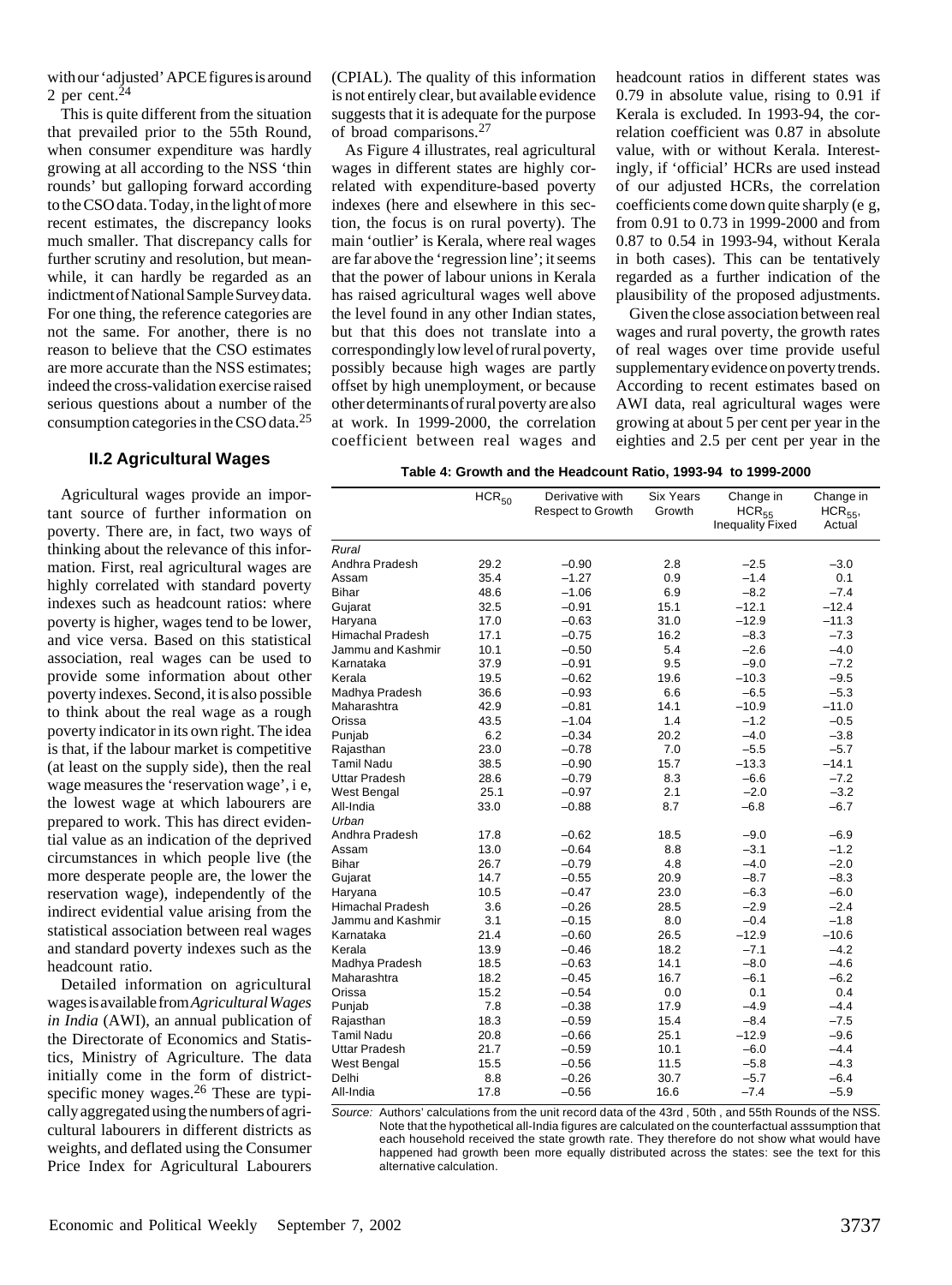with our 'adjusted' APCE figures is around 2 per cent.[24]

This is quite different from the situation that prevailed prior to the 55th Round, when consumer expenditure was hardly growing at all according to the NSS 'thin rounds' but galloping forward according to the CSO data. Today, in the light of more recent estimates, the discrepancy looks much smaller. That discrepancy calls for further scrutiny and resolution, but meanwhile, it can hardly be regarded as an indictment of National Sample Survey data. For one thing, the reference categories are not the same. For another, there is no reason to believe that the CSO estimates are more accurate than the NSS estimates; indeed the cross-validation exercise raised serious questions about a number of the consumption categories in the CSO data.[25]

## II.2 Agricultural Wages

Agricultural wages provide an important source of further information on poverty. There are, in fact, two ways of thinking about the relevance of this information. First, real agricultural wages are highly correlated with standard poverty indexes such as headcount ratios: where poverty is higher, wages tend to be lower, and vice versa. Based on this statistical association, real wages can be used to provide some information about other poverty indexes. Second, it is also possible to think about the real wage as a rough poverty indicator in its own right. The idea is that, if the labour market is competitive (at least on the supply side), then the real wage measures the 'reservation wage', i e, the lowest wage at which labourers are prepared to work. This has direct evidential value as an indication of the deprived circumstances in which people live (the more desperate people are, the lower the reservation wage), independently of the indirect evidential value arising from the statistical association between real wages and standard poverty indexes such as the headcount ratio.

Detailed information on agricultural wages is available from *Agricultural Wages in India* (AWI), an annual publication of the Directorate of Economics and Statistics, Ministry of Agriculture. The data initially come in the form of district-specific money wages.[26] These are typically aggregated using the numbers of agricultural labourers in different districts as weights, and deflated using the Consumer Price Index for Agricultural Labourers (CPIAL). The quality of this information is not entirely clear, but available evidence suggests that it is adequate for the purpose of broad comparisons.[27]

As Figure 4 illustrates, real agricultural wages in different states are highly correlated with expenditure-based poverty indexes (here and elsewhere in this section, the focus is on rural poverty). The main 'outlier' is Kerala, where real wages are far above the 'regression line'; it seems that the power of labour unions in Kerala has raised agricultural wages well above the level found in any other Indian states, but that this does not translate into a correspondingly low level of rural poverty, possibly because high wages are partly offset by high unemployment, or because other determinants of rural poverty are also at work. In 1999-2000, the correlation coefficient between real wages and headcount ratios in different states was 0.79 in absolute value, rising to 0.91 if Kerala is excluded. In 1993-94, the correlation coefficient was 0.87 in absolute value, with or without Kerala. Interestingly, if 'official' HCRs are used instead of our adjusted HCRs, the correlation coefficients come down quite sharply (e g, from 0.91 to 0.73 in 1999-2000 and from 0.87 to 0.54 in 1993-94, without Kerala in both cases). This can be tentatively regarded as a further indication of the plausibility of the proposed adjustments.

Given the close association between real wages and rural poverty, the growth rates of real wages over time provide useful supplementary evidence on poverty trends. According to recent estimates based on AWI data, real agricultural wages were growing at about 5 per cent per year in the eighties and 2.5 per cent per year in the

**Table 4: Growth and the Headcount Ratio, 1993-94 to 1999-2000**

| | $HCR_{50}$ | Derivative with Respect to Growth | Six Years Growth | Change in $HCR_{55}$ Inequality Fixed | Change in $HCR_{55}$, Actual |
|---|---|---|---|---|---|
| *Rural* | | | | | |
| Andhra Pradesh | 29.2 | –0.90 | 2.8 | –2.5 | –3.0 |
| Assam | 35.4 | –1.27 | 0.9 | –1.4 | 0.1 |
| Bihar | 48.6 | –1.06 | 6.9 | –8.2 | –7.4 |
| Gujarat | 32.5 | –0.91 | 15.1 | –12.1 | –12.4 |
| Haryana | 17.0 | –0.63 | 31.0 | –12.9 | –11.3 |
| Himachal Pradesh | 17.1 | –0.75 | 16.2 | –8.3 | –7.3 |
| Jammu and Kashmir | 10.1 | –0.50 | 5.4 | –2.6 | –4.0 |
| Karnataka | 37.9 | –0.91 | 9.5 | –9.0 | –7.2 |
| Kerala | 19.5 | –0.62 | 19.6 | –10.3 | –9.5 |
| Madhya Pradesh | 36.6 | –0.93 | 6.6 | –6.5 | –5.3 |
| Maharashtra | 42.9 | –0.81 | 14.1 | –10.9 | –11.0 |
| Orissa | 43.5 | –1.04 | 1.4 | –1.2 | –0.5 |
| Punjab | 6.2 | –0.34 | 20.2 | –4.0 | –3.8 |
| Rajasthan | 23.0 | –0.78 | 7.0 | –5.5 | –5.7 |
| Tamil Nadu | 38.5 | –0.90 | 15.7 | –13.3 | –14.1 |
| Uttar Pradesh | 28.6 | –0.79 | 8.3 | –6.6 | –7.2 |
| West Bengal | 25.1 | –0.97 | 2.1 | –2.0 | –3.2 |
| All-India | 33.0 | –0.88 | 8.7 | –6.8 | –6.7 |
| *Urban* | | | | | |
| Andhra Pradesh | 17.8 | –0.62 | 18.5 | –9.0 | –6.9 |
| Assam | 13.0 | –0.64 | 8.8 | –3.1 | –1.2 |
| Bihar | 26.7 | –0.79 | 4.8 | –4.0 | –2.0 |
| Gujarat | 14.7 | –0.55 | 20.9 | –8.7 | –8.3 |
| Haryana | 10.5 | –0.47 | 23.0 | –6.3 | –6.0 |
| Himachal Pradesh | 3.6 | –0.26 | 28.5 | –2.9 | –2.4 |
| Jammu and Kashmir | 3.1 | –0.15 | 8.0 | –0.4 | –1.8 |
| Karnataka | 21.4 | –0.60 | 26.5 | –12.9 | –10.6 |
| Kerala | 13.9 | –0.46 | 18.2 | –7.1 | –4.2 |
| Madhya Pradesh | 18.5 | –0.63 | 14.1 | –8.0 | –4.6 |
| Maharashtra | 18.2 | –0.45 | 16.7 | –6.1 | –6.2 |
| Orissa | 15.2 | –0.54 | 0.0 | 0.1 | 0.4 |
| Punjab | 7.8 | –0.38 | 17.9 | –4.9 | –4.4 |
| Rajasthan | 18.3 | –0.59 | 15.4 | –8.4 | –7.5 |
| Tamil Nadu | 20.8 | –0.66 | 25.1 | –12.9 | –9.6 |
| Uttar Pradesh | 21.7 | –0.59 | 10.1 | –6.0 | –4.4 |
| West Bengal | 15.5 | –0.56 | 11.5 | –5.8 | –4.3 |
| Delhi | 8.8 | –0.26 | 30.7 | –5.7 | –6.4 |
| All-India | 17.8 | –0.56 | 16.6 | –7.4 | –5.9 |

*Source:* Authors' calculations from the unit record data of the 43rd , 50th , and 55th Rounds of the NSS. Note that the hypothetical all-India figures are calculated on the counterfactual asssumption that each household received the state growth rate. They therefore do not show what would have happened had growth been more equally distributed across the states: see the text for this alternative calculation.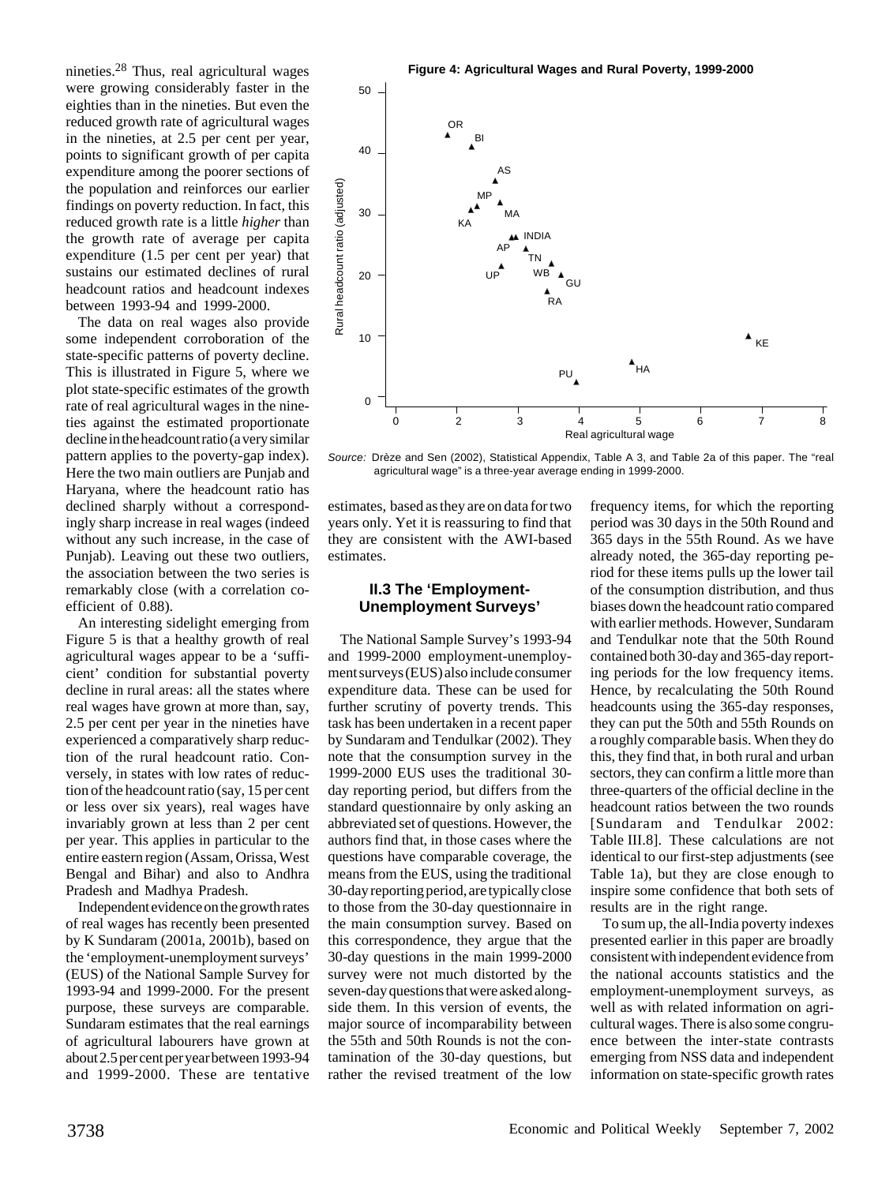nineties.[28] Thus, real agricultural wages were growing considerably faster in the eighties than in the nineties. But even the reduced growth rate of agricultural wages in the nineties, at 2.5 per cent per year, points to significant growth of per capita expenditure among the poorer sections of the population and reinforces our earlier findings on poverty reduction. In fact, this reduced growth rate is a little *higher* than the growth rate of average per capita expenditure (1.5 per cent per year) that sustains our estimated declines of rural headcount ratios and headcount indexes between 1993-94 and 1999-2000.

The data on real wages also provide some independent corroboration of the state-specific patterns of poverty decline. This is illustrated in Figure 5, where we plot state-specific estimates of the growth rate of real agricultural wages in the nineties against the estimated proportionate decline in the headcount ratio (a very similar pattern applies to the poverty-gap index). Here the two main outliers are Punjab and Haryana, where the headcount ratio has declined sharply without a correspondingly sharp increase in real wages (indeed without any such increase, in the case of Punjab). Leaving out these two outliers, the association between the two series is remarkably close (with a correlation coefficient of 0.88).

An interesting sidelight emerging from Figure 5 is that a healthy growth of real agricultural wages appear to be a 'sufficient' condition for substantial poverty decline in rural areas: all the states where real wages have grown at more than, say, 2.5 per cent per year in the nineties have experienced a comparatively sharp reduction of the rural headcount ratio. Conversely, in states with low rates of reduction of the headcount ratio (say, 15 per cent or less over six years), real wages have invariably grown at less than 2 per cent per year. This applies in particular to the entire eastern region (Assam, Orissa, West Bengal and Bihar) and also to Andhra Pradesh and Madhya Pradesh.

Independent evidence on the growth rates of real wages has recently been presented by K Sundaram (2001a, 2001b), based on the 'employment-unemployment surveys' (EUS) of the National Sample Survey for 1993-94 and 1999-2000. For the present purpose, these surveys are comparable. Sundaram estimates that the real earnings of agricultural labourers have grown at about 2.5 per cent per year between 1993-94 and 1999-2000. These are tentative estimates, based as they are on data for two years only. Yet it is reassuring to find that they are consistent with the AWI-based estimates.

**Figure 4: Agricultural Wages and Rural Poverty, 1999-2000**

*Source:* Drèze and Sen (2002), Statistical Appendix, Table A 3, and Table 2a of this paper. The "real agricultural wage" is a three-year average ending in 1999-2000.

### II.3 The 'Employment-Unemployment Surveys'

The National Sample Survey's 1993-94 and 1999-2000 employment-unemployment surveys (EUS) also include consumer expenditure data. These can be used for further scrutiny of poverty trends. This task has been undertaken in a recent paper by Sundaram and Tendulkar (2002). They note that the consumption survey in the 1999-2000 EUS uses the traditional 30-day reporting period, but differs from the standard questionnaire by only asking an abbreviated set of questions. However, the authors find that, in those cases where the questions have comparable coverage, the means from the EUS, using the traditional 30-day reporting period, are typically close to those from the 30-day questionnaire in the main consumption survey. Based on this correspondence, they argue that the 30-day questions in the main 1999-2000 survey were not much distorted by the seven-day questions that were asked alongside them. In this version of events, the major source of incomparability between the 55th and 50th Rounds is not the contamination of the 30-day questions, but rather the revised treatment of the low frequency items, for which the reporting period was 30 days in the 50th Round and 365 days in the 55th Round. As we have already noted, the 365-day reporting period for these items pulls up the lower tail of the consumption distribution, and thus biases down the headcount ratio compared with earlier methods. However, Sundaram and Tendulkar note that the 50th Round contained both 30-day and 365-day reporting periods for the low frequency items. Hence, by recalculating the 50th Round headcounts using the 365-day responses, they can put the 50th and 55th Rounds on a roughly comparable basis. When they do this, they find that, in both rural and urban sectors, they can confirm a little more than three-quarters of the official decline in the headcount ratios between the two rounds [Sundaram and Tendulkar 2002: Table III.8]. These calculations are not identical to our first-step adjustments (see Table 1a), but they are close enough to inspire some confidence that both sets of results are in the right range.

To sum up, the all-India poverty indexes presented earlier in this paper are broadly consistent with independent evidence from the national accounts statistics and the employment-unemployment surveys, as well as with related information on agricultural wages. There is also some congruence between the inter-state contrasts emerging from NSS data and independent information on state-specific growth rates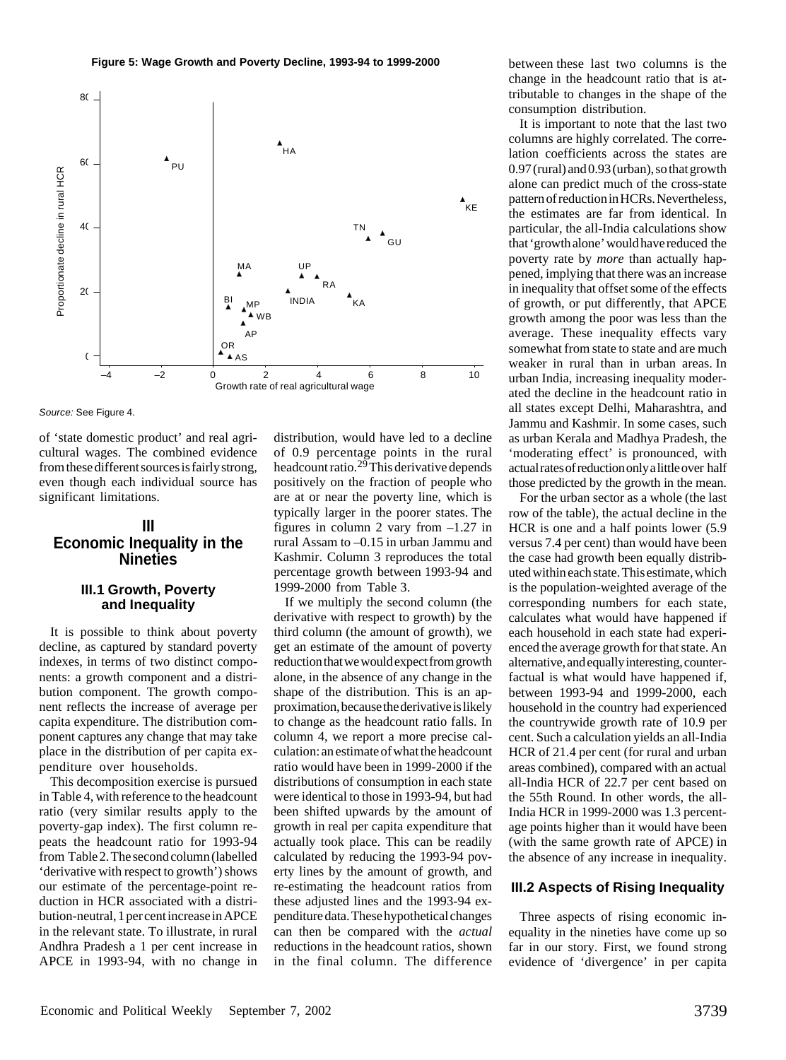**Figure 5: Wage Growth and Poverty Decline, 1993-94 to 1999-2000**

*Source:* See Figure 4.

of 'state domestic product' and real agricultural wages. The combined evidence from these different sources is fairly strong, even though each individual source has significant limitations.

## III Economic Inequality in the Nineties

### III.1 Growth, Poverty and Inequality

It is possible to think about poverty decline, as captured by standard poverty indexes, in terms of two distinct components: a growth component and a distribution component. The growth component reflects the increase of average per capita expenditure. The distribution component captures any change that may take place in the distribution of per capita expenditure over households.

This decomposition exercise is pursued in Table 4, with reference to the headcount ratio (very similar results apply to the poverty-gap index). The first column repeats the headcount ratio for 1993-94 from Table 2. The second column (labelled 'derivative with respect to growth') shows our estimate of the percentage-point reduction in HCR associated with a distribution-neutral, 1 per cent increase in APCE in the relevant state. To illustrate, in rural Andhra Pradesh a 1 per cent increase in APCE in 1993-94, with no change in distribution, would have led to a decline of 0.9 percentage points in the rural headcount ratio.[29] This derivative depends positively on the fraction of people who are at or near the poverty line, which is typically larger in the poorer states. The figures in column 2 vary from –1.27 in rural Assam to –0.15 in urban Jammu and Kashmir. Column 3 reproduces the total percentage growth between 1993-94 and 1999-2000 from Table 3.

If we multiply the second column (the derivative with respect to growth) by the third column (the amount of growth), we get an estimate of the amount of poverty reduction that we would expect from growth alone, in the absence of any change in the shape of the distribution. This is an approximation, because the derivative is likely to change as the headcount ratio falls. In column 4, we report a more precise calculation: an estimate of what the headcount ratio would have been in 1999-2000 if the distributions of consumption in each state were identical to those in 1993-94, but had been shifted upwards by the amount of growth in real per capita expenditure that actually took place. This can be readily calculated by reducing the 1993-94 poverty lines by the amount of growth, and re-estimating the headcount ratios from these adjusted lines and the 1993-94 expenditure data. These hypothetical changes can then be compared with the *actual* reductions in the headcount ratios, shown in the final column. The difference between these last two columns is the change in the headcount ratio that is attributable to changes in the shape of the consumption distribution.

It is important to note that the last two columns are highly correlated. The correlation coefficients across the states are 0.97 (rural) and 0.93 (urban), so that growth alone can predict much of the cross-state pattern of reduction in HCRs. Nevertheless, the estimates are far from identical. In particular, the all-India calculations show that 'growth alone' would have reduced the poverty rate by *more* than actually happened, implying that there was an increase in inequality that offset some of the effects of growth, or put differently, that APCE growth among the poor was less than the average. These inequality effects vary somewhat from state to state and are much weaker in rural than in urban areas. In urban India, increasing inequality moderated the decline in the headcount ratio in all states except Delhi, Maharashtra, and Jammu and Kashmir. In some cases, such as urban Kerala and Madhya Pradesh, the 'moderating effect' is pronounced, with actual rates of reduction only a little over half those predicted by the growth in the mean.

For the urban sector as a whole (the last row of the table), the actual decline in the HCR is one and a half points lower (5.9 versus 7.4 per cent) than would have been the case had growth been equally distributed within each state. This estimate, which is the population-weighted average of the corresponding numbers for each state, calculates what would have happened if each household in each state had experienced the average growth for that state. An alternative, and equally interesting, counterfactual is what would have happened if, between 1993-94 and 1999-2000, each household in the country had experienced the countrywide growth rate of 10.9 per cent. Such a calculation yields an all-India HCR of 21.4 per cent (for rural and urban areas combined), compared with an actual all-India HCR of 22.7 per cent based on the 55th Round. In other words, the all-India HCR in 1999-2000 was 1.3 percentage points higher than it would have been (with the same growth rate of APCE) in the absence of any increase in inequality.

### III.2 Aspects of Rising Inequality

Three aspects of rising economic inequality in the nineties have come up so far in our story. First, we found strong evidence of 'divergence' in per capita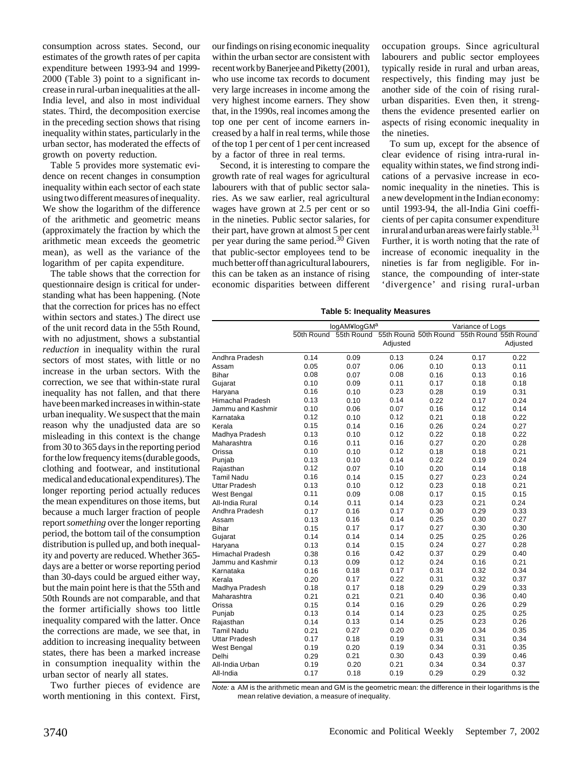consumption across states. Second, our estimates of the growth rates of per capita expenditure between 1993-94 and 1999-2000 (Table 3) point to a significant increase in rural-urban inequalities at the all-India level, and also in most individual states. Third, the decomposition exercise in the preceding section shows that rising inequality within states, particularly in the urban sector, has moderated the effects of growth on poverty reduction.

Table 5 provides more systematic evidence on recent changes in consumption inequality within each sector of each state using two different measures of inequality. We show the logarithm of the difference of the arithmetic and geometric means (approximately the fraction by which the arithmetic mean exceeds the geometric mean), as well as the variance of the logarithm of per capita expenditure.

The table shows that the correction for questionnaire design is critical for understanding what has been happening. (Note that the correction for prices has no effect within sectors and states.) The direct use of the unit record data in the 55th Round, with no adjustment, shows a substantial *reduction* in inequality within the rural sectors of most states, with little or no increase in the urban sectors. With the correction, we see that within-state rural inequality has not fallen, and that there have been marked increases in within-state urban inequality. We suspect that the main reason why the unadjusted data are so misleading in this context is the change from 30 to 365 days in the reporting period for the low frequency items (durable goods, clothing and footwear, and institutional medical and educational expenditures). The longer reporting period actually reduces the mean expenditures on those items, but because a much larger fraction of people report *something* over the longer reporting period, the bottom tail of the consumption distribution is pulled up, and both inequality and poverty are reduced. Whether 365-days are a better or worse reporting period than 30-days could be argued either way, but the main point here is that the 55th and 50th Rounds are not comparable, and that the former artificially shows too little inequality compared with the latter. Once the corrections are made, we see that, in addition to increasing inequality between states, there has been a marked increase in consumption inequality within the urban sector of nearly all states.

Two further pieces of evidence are worth mentioning in this context. First, our findings on rising economic inequality within the urban sector are consistent with recent work by Banerjee and Piketty (2001), who use income tax records to document very large increases in income among the very highest income earners. They show that, in the 1990s, real incomes among the top one per cent of income earners increased by a half in real terms, while those of the top 1 per cent of 1 per cent increased by a factor of three in real terms.

Second, it is interesting to compare the growth rate of real wages for agricultural labourers with that of public sector salaries. As we saw earlier, real agricultural wages have grown at 2.5 per cent or so in the nineties. Public sector salaries, for their part, have grown at almost 5 per cent per year during the same period.[30] Given that public-sector employees tend to be much better off than agricultural labourers, this can be taken as an instance of rising economic disparities between different occupation groups. Since agricultural labourers and public sector employees typically reside in rural and urban areas, respectively, this finding may just be another side of the coin of rising rural-urban disparities. Even then, it strengthens the evidence presented earlier on aspects of rising economic inequality in the nineties.

To sum up, except for the absence of clear evidence of rising intra-rural inequality within states, we find strong indications of a pervasive increase in economic inequality in the nineties. This is a new development in the Indian economy: until 1993-94, the all-India Gini coefficients of per capita consumer expenditure in rural and urban areas were fairly stable.[31] Further, it is worth noting that the rate of increase of economic inequality in the nineties is far from negligible. For instance, the compounding of inter-state 'divergence' and rising rural-urban

**Table 5: Inequality Measures**

| | logAM¥logGM[a] | | | Variance of Logs | | |
|---|---|---|---|---|---|---|
| | 50th Round | 55th Round | 55th Round Adjusted | 50th Round | 55th Round | 55th Round Adjusted |
| Andhra Pradesh | 0.14 | 0.09 | 0.13 | 0.24 | 0.17 | 0.22 |
| Assam | 0.05 | 0.07 | 0.06 | 0.10 | 0.13 | 0.11 |
| Bihar | 0.08 | 0.07 | 0.08 | 0.16 | 0.13 | 0.16 |
| Gujarat | 0.10 | 0.09 | 0.11 | 0.17 | 0.18 | 0.18 |
| Haryana | 0.16 | 0.10 | 0.23 | 0.28 | 0.19 | 0.31 |
| Himachal Pradesh | 0.13 | 0.10 | 0.14 | 0.22 | 0.17 | 0.24 |
| Jammu and Kashmir | 0.10 | 0.06 | 0.07 | 0.16 | 0.12 | 0.14 |
| Karnataka | 0.12 | 0.10 | 0.12 | 0.21 | 0.18 | 0.22 |
| Kerala | 0.15 | 0.14 | 0.16 | 0.26 | 0.24 | 0.27 |
| Madhya Pradesh | 0.13 | 0.10 | 0.12 | 0.22 | 0.18 | 0.22 |
| Maharashtra | 0.16 | 0.11 | 0.16 | 0.27 | 0.20 | 0.28 |
| Orissa | 0.10 | 0.10 | 0.12 | 0.18 | 0.18 | 0.21 |
| Punjab | 0.13 | 0.10 | 0.14 | 0.22 | 0.19 | 0.24 |
| Rajasthan | 0.12 | 0.07 | 0.10 | 0.20 | 0.14 | 0.18 |
| Tamil Nadu | 0.16 | 0.14 | 0.15 | 0.27 | 0.23 | 0.24 |
| Uttar Pradesh | 0.13 | 0.10 | 0.12 | 0.23 | 0.18 | 0.21 |
| West Bengal | 0.11 | 0.09 | 0.08 | 0.17 | 0.15 | 0.15 |
| All-India Rural | 0.14 | 0.11 | 0.14 | 0.23 | 0.21 | 0.24 |
| Andhra Pradesh | 0.17 | 0.16 | 0.17 | 0.30 | 0.29 | 0.33 |
| Assam | 0.13 | 0.16 | 0.14 | 0.25 | 0.30 | 0.27 |
| Bihar | 0.15 | 0.17 | 0.17 | 0.27 | 0.30 | 0.30 |
| Gujarat | 0.14 | 0.14 | 0.14 | 0.25 | 0.25 | 0.26 |
| Haryana | 0.13 | 0.14 | 0.15 | 0.24 | 0.27 | 0.28 |
| Himachal Pradesh | 0.38 | 0.16 | 0.42 | 0.37 | 0.29 | 0.40 |
| Jammu and Kashmir | 0.13 | 0.09 | 0.12 | 0.24 | 0.16 | 0.21 |
| Karnataka | 0.16 | 0.18 | 0.17 | 0.31 | 0.32 | 0.34 |
| Kerala | 0.20 | 0.17 | 0.22 | 0.31 | 0.32 | 0.37 |
| Madhya Pradesh | 0.18 | 0.17 | 0.18 | 0.29 | 0.29 | 0.33 |
| Maharashtra | 0.21 | 0.21 | 0.21 | 0.40 | 0.36 | 0.40 |
| Orissa | 0.15 | 0.14 | 0.16 | 0.29 | 0.26 | 0.29 |
| Punjab | 0.13 | 0.14 | 0.14 | 0.23 | 0.25 | 0.25 |
| Rajasthan | 0.14 | 0.13 | 0.14 | 0.25 | 0.23 | 0.26 |
| Tamil Nadu | 0.21 | 0.27 | 0.20 | 0.39 | 0.34 | 0.35 |
| Uttar Pradesh | 0.17 | 0.18 | 0.19 | 0.31 | 0.31 | 0.34 |
| West Bengal | 0.19 | 0.20 | 0.19 | 0.34 | 0.31 | 0.35 |
| Delhi | 0.29 | 0.21 | 0.30 | 0.43 | 0.39 | 0.46 |
| All-India Urban | 0.19 | 0.20 | 0.21 | 0.34 | 0.34 | 0.37 |
| All-India | 0.17 | 0.18 | 0.19 | 0.29 | 0.29 | 0.32 |

*Note:* a AM is the arithmetic mean and GM is the geometric mean: the difference in their logarithms is the mean relative deviation, a measure of inequality.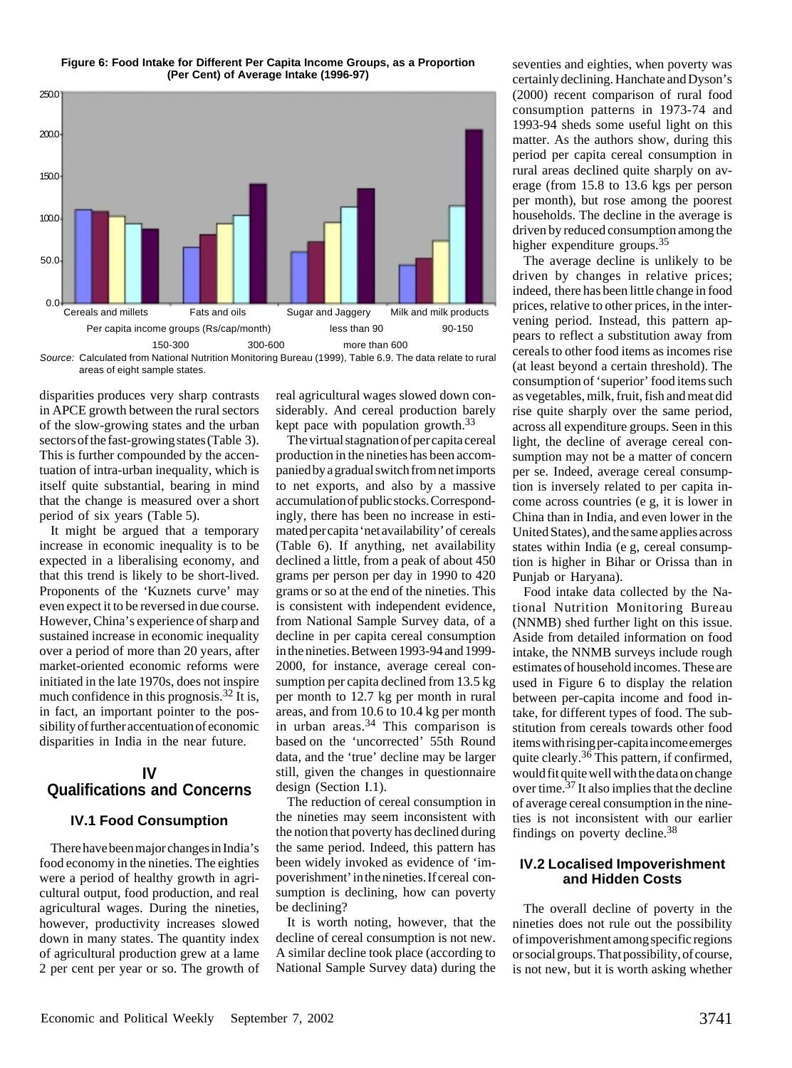**Figure 6: Food Intake for Different Per Capita Income Groups, as a Proportion (Per Cent) of Average Intake (1996-97)**

*Source:* Calculated from National Nutrition Monitoring Bureau (1999), Table 6.9. The data relate to rural areas of eight sample states.

disparities produces very sharp contrasts in APCE growth between the rural sectors of the slow-growing states and the urban sectors of the fast-growing states (Table 3). This is further compounded by the accentuation of intra-urban inequality, which is itself quite substantial, bearing in mind that the change is measured over a short period of six years (Table 5).

It might be argued that a temporary increase in economic inequality is to be expected in a liberalising economy, and that this trend is likely to be short-lived. Proponents of the 'Kuznets curve' may even expect it to be reversed in due course. However, China's experience of sharp and sustained increase in economic inequality over a period of more than 20 years, after market-oriented economic reforms were initiated in the late 1970s, does not inspire much confidence in this prognosis.[32] It is, in fact, an important pointer to the possibility of further accentuation of economic disparities in India in the near future.

## IV Qualifications and Concerns

### IV.1 Food Consumption

There have been major changes in India's food economy in the nineties. The eighties were a period of healthy growth in agricultural output, food production, and real agricultural wages. During the nineties, however, productivity increases slowed down in many states. The quantity index of agricultural production grew at a lame 2 per cent per year or so. The growth of real agricultural wages slowed down considerably. And cereal production barely kept pace with population growth.[33]

The virtual stagnation of per capita cereal production in the nineties has been accompanied by a gradual switch from net imports to net exports, and also by a massive accumulation of public stocks. Correspondingly, there has been no increase in estimated per capita 'net availability' of cereals (Table 6). If anything, net availability declined a little, from a peak of about 450 grams per person per day in 1990 to 420 grams or so at the end of the nineties. This is consistent with independent evidence, from National Sample Survey data, of a decline in per capita cereal consumption in the nineties. Between 1993-94 and 1999-2000, for instance, average cereal consumption per capita declined from 13.5 kg per month to 12.7 kg per month in rural areas, and from 10.6 to 10.4 kg per month in urban areas.[34] This comparison is based on the 'uncorrected' 55th Round data, and the 'true' decline may be larger still, given the changes in questionnaire design (Section I.1).

The reduction of cereal consumption in the nineties may seem inconsistent with the notion that poverty has declined during the same period. Indeed, this pattern has been widely invoked as evidence of 'impoverishment' in the nineties. If cereal consumption is declining, how can poverty be declining?

It is worth noting, however, that the decline of cereal consumption is not new. A similar decline took place (according to National Sample Survey data) during the seventies and eighties, when poverty was certainly declining. Hanchate and Dyson's (2000) recent comparison of rural food consumption patterns in 1973-74 and 1993-94 sheds some useful light on this matter. As the authors show, during this period per capita cereal consumption in rural areas declined quite sharply on average (from 15.8 to 13.6 kgs per person per month), but rose among the poorest households. The decline in the average is driven by reduced consumption among the higher expenditure groups.[35]

The average decline is unlikely to be driven by changes in relative prices; indeed, there has been little change in food prices, relative to other prices, in the intervening period. Instead, this pattern appears to reflect a substitution away from cereals to other food items as incomes rise (at least beyond a certain threshold). The consumption of 'superior' food items such as vegetables, milk, fruit, fish and meat did rise quite sharply over the same period, across all expenditure groups. Seen in this light, the decline of average cereal consumption may not be a matter of concern per se. Indeed, average cereal consumption is inversely related to per capita income across countries (e g, it is lower in China than in India, and even lower in the United States), and the same applies across states within India (e g, cereal consumption is higher in Bihar or Orissa than in Punjab or Haryana).

Food intake data collected by the National Nutrition Monitoring Bureau (NNMB) shed further light on this issue. Aside from detailed information on food intake, the NNMB surveys include rough estimates of household incomes. These are used in Figure 6 to display the relation between per-capita income and food intake, for different types of food. The substitution from cereals towards other food items with rising per-capita income emerges quite clearly.[36] This pattern, if confirmed, would fit quite well with the data on change over time.[37] It also implies that the decline of average cereal consumption in the nineties is not inconsistent with our earlier findings on poverty decline.[38]

### IV.2 Localised Impoverishment and Hidden Costs

The overall decline of poverty in the nineties does not rule out the possibility of impoverishment among specific regions or social groups. That possibility, of course, is not new, but it is worth asking whether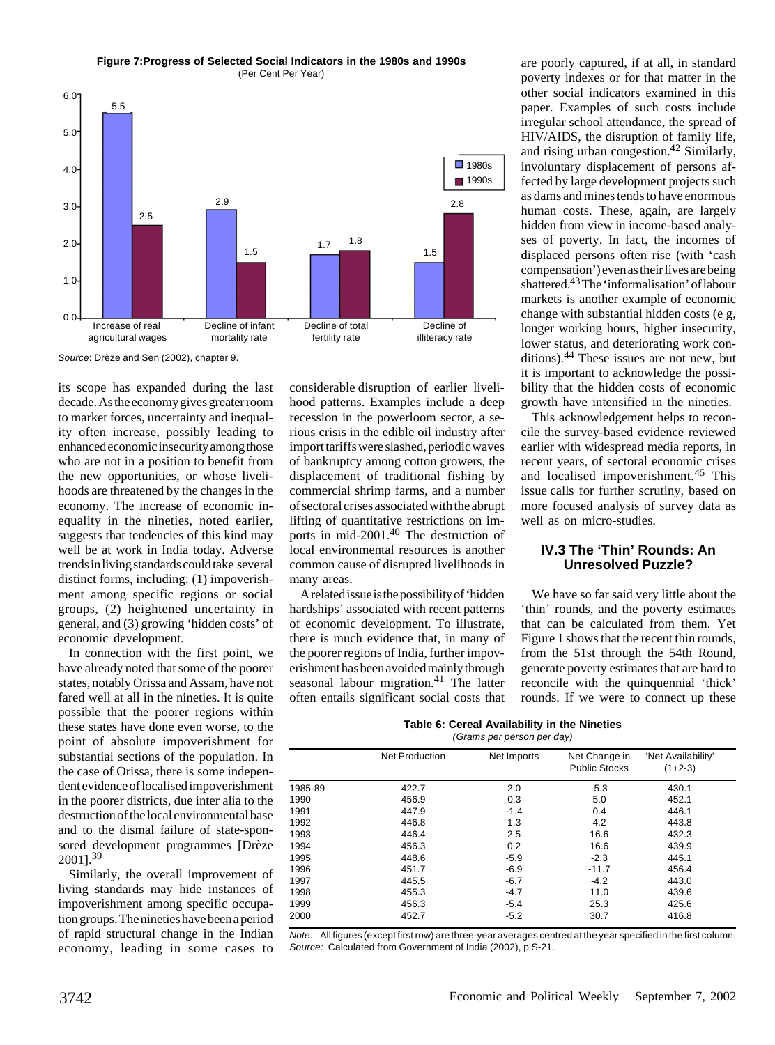**Figure 7: Progress of Selected Social Indicators in the 1980s and 1990s**
(Per Cent Per Year)

| | 1980s | 1990s |
|---|---|---|
| Increase of real agricultural wages | 5.5 | 2.5 |
| Decline of infant mortality rate | 2.9 | 1.5 |
| Decline of total fertility rate | 1.7 | 1.8 |
| Decline of illiteracy rate | 1.5 | 2.8 |

*Source*: Drèze and Sen (2002), chapter 9.

its scope has expanded during the last decade. As the economy gives greater room to market forces, uncertainty and inequality often increase, possibly leading to enhanced economic insecurity among those who are not in a position to benefit from the new opportunities, or whose livelihoods are threatened by the changes in the economy. The increase of economic inequality in the nineties, noted earlier, suggests that tendencies of this kind may well be at work in India today. Adverse trends in living standards could take several distinct forms, including: (1) impoverishment among specific regions or social groups, (2) heightened uncertainty in general, and (3) growing 'hidden costs' of economic development.

In connection with the first point, we have already noted that some of the poorer states, notably Orissa and Assam, have not fared well at all in the nineties. It is quite possible that the poorer regions within these states have done even worse, to the point of absolute impoverishment for substantial sections of the population. In the case of Orissa, there is some independent evidence of localised impoverishment in the poorer districts, due inter alia to the destruction of the local environmental base and to the dismal failure of state-sponsored development programmes [Drèze 2001].[39]

Similarly, the overall improvement of living standards may hide instances of impoverishment among specific occupation groups. The nineties have been a period of rapid structural change in the Indian economy, leading in some cases to considerable disruption of earlier livelihood patterns. Examples include a deep recession in the powerloom sector, a serious crisis in the edible oil industry after import tariffs were slashed, periodic waves of bankruptcy among cotton growers, the displacement of traditional fishing by commercial shrimp farms, and a number of sectoral crises associated with the abrupt lifting of quantitative restrictions on imports in mid-2001.[40] The destruction of local environmental resources is another common cause of disrupted livelihoods in many areas.

A related issue is the possibility of 'hidden hardships' associated with recent patterns of economic development. To illustrate, there is much evidence that, in many of the poorer regions of India, further impoverishment has been avoided mainly through seasonal labour migration.[41] The latter often entails significant social costs that are poorly captured, if at all, in standard poverty indexes or for that matter in the other social indicators examined in this paper. Examples of such costs include irregular school attendance, the spread of HIV/AIDS, the disruption of family life, and rising urban congestion.[42] Similarly, involuntary displacement of persons affected by large development projects such as dams and mines tends to have enormous human costs. These, again, are largely hidden from view in income-based analyses of poverty. In fact, the incomes of displaced persons often rise (with 'cash compensation') even as their lives are being shattered.[43] The 'informalisation' of labour markets is another example of economic change with substantial hidden costs (e g, longer working hours, higher insecurity, lower status, and deteriorating work conditions).[44] These issues are not new, but it is important to acknowledge the possibility that the hidden costs of economic growth have intensified in the nineties.

This acknowledgement helps to reconcile the survey-based evidence reviewed earlier with widespread media reports, in recent years, of sectoral economic crises and localised impoverishment.[45] This issue calls for further scrutiny, based on more focused analysis of survey data as well as on micro-studies.

### IV.3 The 'Thin' Rounds: An Unresolved Puzzle?

We have so far said very little about the 'thin' rounds, and the poverty estimates that can be calculated from them. Yet Figure 1 shows that the recent thin rounds, from the 51st through the 54th Round, generate poverty estimates that are hard to reconcile with the quinquennial 'thick' rounds. If we were to connect up these

**Table 6: Cereal Availability in the Nineties**
*(Grams per person per day)*

| | Net Production | Net Imports | Net Change in Public Stocks | 'Net Availability' (1+2-3) |
|---|---|---|---|---|
| 1985-89 | 422.7 | 2.0 | -5.3 | 430.1 |
| 1990 | 456.9 | 0.3 | 5.0 | 452.1 |
| 1991 | 447.9 | -1.4 | 0.4 | 446.1 |
| 1992 | 446.8 | 1.3 | 4.2 | 443.8 |
| 1993 | 446.4 | 2.5 | 16.6 | 432.3 |
| 1994 | 456.3 | 0.2 | 16.6 | 439.9 |
| 1995 | 448.6 | -5.9 | -2.3 | 445.1 |
| 1996 | 451.7 | -6.9 | -11.7 | 456.4 |
| 1997 | 445.5 | -6.7 | -4.2 | 443.0 |
| 1998 | 455.3 | -4.7 | 11.0 | 439.6 |
| 1999 | 456.3 | -5.4 | 25.3 | 425.6 |
| 2000 | 452.7 | -5.2 | 30.7 | 416.8 |

*Note:* All figures (except first row) are three-year averages centred at the year specified in the first column.
*Source:* Calculated from Government of India (2002), p S-21.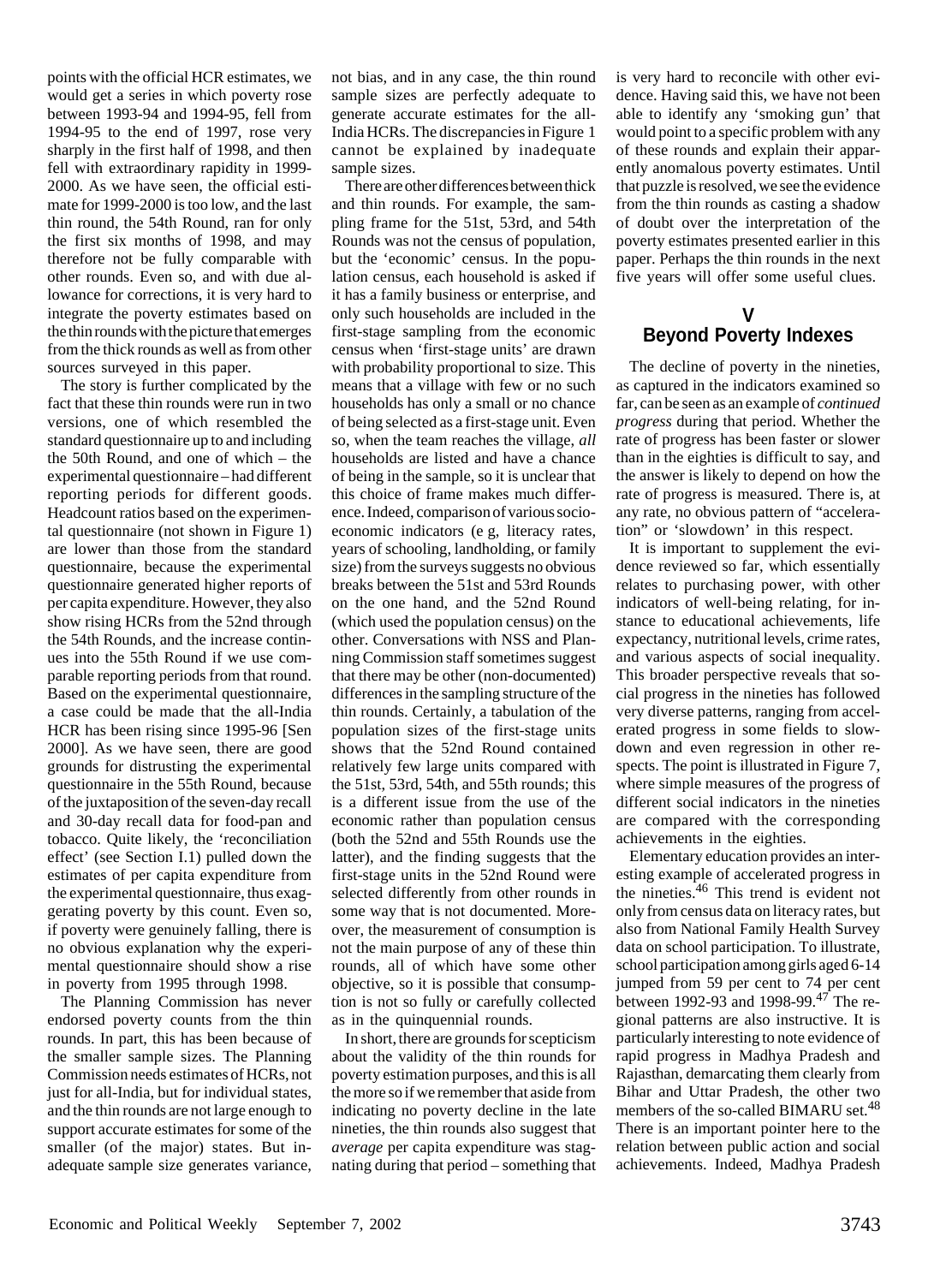points with the official HCR estimates, we would get a series in which poverty rose between 1993-94 and 1994-95, fell from 1994-95 to the end of 1997, rose very sharply in the first half of 1998, and then fell with extraordinary rapidity in 1999-2000. As we have seen, the official estimate for 1999-2000 is too low, and the last thin round, the 54th Round, ran for only the first six months of 1998, and may therefore not be fully comparable with other rounds. Even so, and with due allowance for corrections, it is very hard to integrate the poverty estimates based on the thin rounds with the picture that emerges from the thick rounds as well as from other sources surveyed in this paper.

The story is further complicated by the fact that these thin rounds were run in two versions, one of which resembled the standard questionnaire up to and including the 50th Round, and one of which – the experimental questionnaire – had different reporting periods for different goods. Headcount ratios based on the experimental questionnaire (not shown in Figure 1) are lower than those from the standard questionnaire, because the experimental questionnaire generated higher reports of per capita expenditure. However, they also show rising HCRs from the 52nd through the 54th Rounds, and the increase continues into the 55th Round if we use comparable reporting periods from that round. Based on the experimental questionnaire, a case could be made that the all-India HCR has been rising since 1995-96 [Sen 2000]. As we have seen, there are good grounds for distrusting the experimental questionnaire in the 55th Round, because of the juxtaposition of the seven-day recall and 30-day recall data for food-pan and tobacco. Quite likely, the 'reconciliation effect' (see Section I.1) pulled down the estimates of per capita expenditure from the experimental questionnaire, thus exaggerating poverty by this count. Even so, if poverty were genuinely falling, there is no obvious explanation why the experimental questionnaire should show a rise in poverty from 1995 through 1998.

The Planning Commission has never endorsed poverty counts from the thin rounds. In part, this has been because of the smaller sample sizes. The Planning Commission needs estimates of HCRs, not just for all-India, but for individual states, and the thin rounds are not large enough to support accurate estimates for some of the smaller (of the major) states. But inadequate sample size generates variance, not bias, and in any case, the thin round sample sizes are perfectly adequate to generate accurate estimates for the all-India HCRs. The discrepancies in Figure 1 cannot be explained by inadequate sample sizes.

There are other differences between thick and thin rounds. For example, the sampling frame for the 51st, 53rd, and 54th Rounds was not the census of population, but the 'economic' census. In the population census, each household is asked if it has a family business or enterprise, and only such households are included in the first-stage sampling from the economic census when 'first-stage units' are drawn with probability proportional to size. This means that a village with few or no such households has only a small or no chance of being selected as a first-stage unit. Even so, when the team reaches the village, *all* households are listed and have a chance of being in the sample, so it is unclear that this choice of frame makes much difference. Indeed, comparison of various socio-economic indicators (e g, literacy rates, years of schooling, landholding, or family size) from the surveys suggests no obvious breaks between the 51st and 53rd Rounds on the one hand, and the 52nd Round (which used the population census) on the other. Conversations with NSS and Planning Commission staff sometimes suggest that there may be other (non-documented) differences in the sampling structure of the thin rounds. Certainly, a tabulation of the population sizes of the first-stage units shows that the 52nd Round contained relatively few large units compared with the 51st, 53rd, 54th, and 55th rounds; this is a different issue from the use of the economic rather than population census (both the 52nd and 55th Rounds use the latter), and the finding suggests that the first-stage units in the 52nd Round were selected differently from other rounds in some way that is not documented. Moreover, the measurement of consumption is not the main purpose of any of these thin rounds, all of which have some other objective, so it is possible that consumption is not so fully or carefully collected as in the quinquennial rounds.

In short, there are grounds for scepticism about the validity of the thin rounds for poverty estimation purposes, and this is all the more so if we remember that aside from indicating no poverty decline in the late nineties, the thin rounds also suggest that *average* per capita expenditure was stagnating during that period – something that is very hard to reconcile with other evidence. Having said this, we have not been able to identify any 'smoking gun' that would point to a specific problem with any of these rounds and explain their apparently anomalous poverty estimates. Until that puzzle is resolved, we see the evidence from the thin rounds as casting a shadow of doubt over the interpretation of the poverty estimates presented earlier in this paper. Perhaps the thin rounds in the next five years will offer some useful clues.

## V
## Beyond Poverty Indexes

The decline of poverty in the nineties, as captured in the indicators examined so far, can be seen as an example of *continued progress* during that period. Whether the rate of progress has been faster or slower than in the eighties is difficult to say, and the answer is likely to depend on how the rate of progress is measured. There is, at any rate, no obvious pattern of "acceleration" or 'slowdown' in this respect.

It is important to supplement the evidence reviewed so far, which essentially relates to purchasing power, with other indicators of well-being relating, for instance to educational achievements, life expectancy, nutritional levels, crime rates, and various aspects of social inequality. This broader perspective reveals that social progress in the nineties has followed very diverse patterns, ranging from accelerated progress in some fields to slowdown and even regression in other respects. The point is illustrated in Figure 7, where simple measures of the progress of different social indicators in the nineties are compared with the corresponding achievements in the eighties.

Elementary education provides an interesting example of accelerated progress in the nineties.[46] This trend is evident not only from census data on literacy rates, but also from National Family Health Survey data on school participation. To illustrate, school participation among girls aged 6-14 jumped from 59 per cent to 74 per cent between 1992-93 and 1998-99.[47] The regional patterns are also instructive. It is particularly interesting to note evidence of rapid progress in Madhya Pradesh and Rajasthan, demarcating them clearly from Bihar and Uttar Pradesh, the other two members of the so-called BIMARU set.[48] There is an important pointer here to the relation between public action and social achievements. Indeed, Madhya Pradesh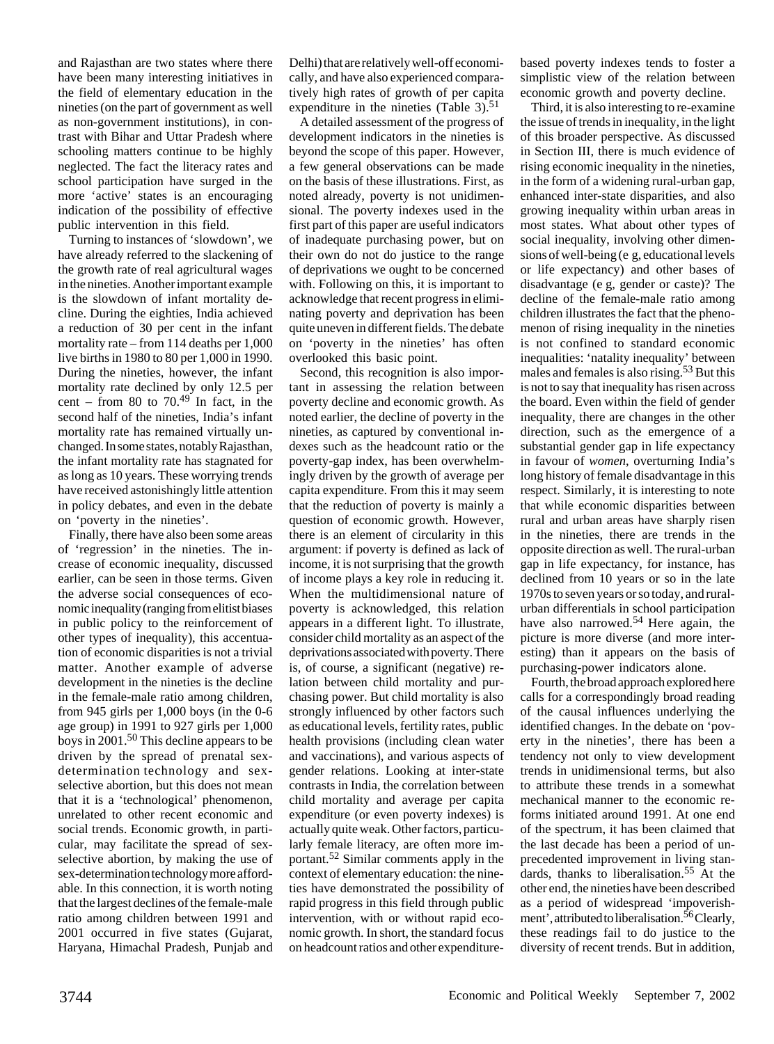and Rajasthan are two states where there have been many interesting initiatives in the field of elementary education in the nineties (on the part of government as well as non-government institutions), in contrast with Bihar and Uttar Pradesh where schooling matters continue to be highly neglected. The fact the literacy rates and school participation have surged in the more 'active' states is an encouraging indication of the possibility of effective public intervention in this field.

Turning to instances of 'slowdown', we have already referred to the slackening of the growth rate of real agricultural wages in the nineties. Another important example is the slowdown of infant mortality decline. During the eighties, India achieved a reduction of 30 per cent in the infant mortality rate – from 114 deaths per 1,000 live births in 1980 to 80 per 1,000 in 1990. During the nineties, however, the infant mortality rate declined by only 12.5 per cent – from 80 to 70.[49] In fact, in the second half of the nineties, India's infant mortality rate has remained virtually unchanged. In some states, notably Rajasthan, the infant mortality rate has stagnated for as long as 10 years. These worrying trends have received astonishingly little attention in policy debates, and even in the debate on 'poverty in the nineties'.

Finally, there have also been some areas of 'regression' in the nineties. The increase of economic inequality, discussed earlier, can be seen in those terms. Given the adverse social consequences of economic inequality (ranging from elitist biases in public policy to the reinforcement of other types of inequality), this accentuation of economic disparities is not a trivial matter. Another example of adverse development in the nineties is the decline in the female-male ratio among children, from 945 girls per 1,000 boys (in the 0-6 age group) in 1991 to 927 girls per 1,000 boys in 2001.[50] This decline appears to be driven by the spread of prenatal sex-determination technology and sex-selective abortion, but this does not mean that it is a 'technological' phenomenon, unrelated to other recent economic and social trends. Economic growth, in particular, may facilitate the spread of sex-selective abortion, by making the use of sex-determination technology more affordable. In this connection, it is worth noting that the largest declines of the female-male ratio among children between 1991 and 2001 occurred in five states (Gujarat, Haryana, Himachal Pradesh, Punjab and Delhi) that are relatively well-off economically, and have also experienced comparatively high rates of growth of per capita expenditure in the nineties (Table 3).[51]

A detailed assessment of the progress of development indicators in the nineties is beyond the scope of this paper. However, a few general observations can be made on the basis of these illustrations. First, as noted already, poverty is not unidimensional. The poverty indexes used in the first part of this paper are useful indicators of inadequate purchasing power, but on their own do not do justice to the range of deprivations we ought to be concerned with. Following on this, it is important to acknowledge that recent progress in eliminating poverty and deprivation has been quite uneven in different fields. The debate on 'poverty in the nineties' has often overlooked this basic point.

Second, this recognition is also important in assessing the relation between poverty decline and economic growth. As noted earlier, the decline of poverty in the nineties, as captured by conventional indexes such as the headcount ratio or the poverty-gap index, has been overwhelmingly driven by the growth of average per capita expenditure. From this it may seem that the reduction of poverty is mainly a question of economic growth. However, there is an element of circularity in this argument: if poverty is defined as lack of income, it is not surprising that the growth of income plays a key role in reducing it. When the multidimensional nature of poverty is acknowledged, this relation appears in a different light. To illustrate, consider child mortality as an aspect of the deprivations associated with poverty. There is, of course, a significant (negative) relation between child mortality and purchasing power. But child mortality is also strongly influenced by other factors such as educational levels, fertility rates, public health provisions (including clean water and vaccinations), and various aspects of gender relations. Looking at inter-state contrasts in India, the correlation between child mortality and average per capita expenditure (or even poverty indexes) is actually quite weak. Other factors, particularly female literacy, are often more important.[52] Similar comments apply in the context of elementary education: the nineties have demonstrated the possibility of rapid progress in this field through public intervention, with or without rapid economic growth. In short, the standard focus on headcount ratios and other expenditure-based poverty indexes tends to foster a simplistic view of the relation between economic growth and poverty decline.

Third, it is also interesting to re-examine the issue of trends in inequality, in the light of this broader perspective. As discussed in Section III, there is much evidence of rising economic inequality in the nineties, in the form of a widening rural-urban gap, enhanced inter-state disparities, and also growing inequality within urban areas in most states. What about other types of social inequality, involving other dimensions of well-being (e g, educational levels or life expectancy) and other bases of disadvantage (e g, gender or caste)? The decline of the female-male ratio among children illustrates the fact that the phenomenon of rising inequality in the nineties is not confined to standard economic inequalities: 'natality inequality' between males and females is also rising.[53] But this is not to say that inequality has risen across the board. Even within the field of gender inequality, there are changes in the other direction, such as the emergence of a substantial gender gap in life expectancy in favour of *women*, overturning India's long history of female disadvantage in this respect. Similarly, it is interesting to note that while economic disparities between rural and urban areas have sharply risen in the nineties, there are trends in the opposite direction as well. The rural-urban gap in life expectancy, for instance, has declined from 10 years or so in the late 1970s to seven years or so today, and rural-urban differentials in school participation have also narrowed.[54] Here again, the picture is more diverse (and more interesting) than it appears on the basis of purchasing-power indicators alone.

Fourth, the broad approach explored here calls for a correspondingly broad reading of the causal influences underlying the identified changes. In the debate on 'poverty in the nineties', there has been a tendency not only to view development trends in unidimensional terms, but also to attribute these trends in a somewhat mechanical manner to the economic reforms initiated around 1991. At one end of the spectrum, it has been claimed that the last decade has been a period of unprecedented improvement in living standards, thanks to liberalisation.[55] At the other end, the nineties have been described as a period of widespread 'impoverishment', attributed to liberalisation.[56] Clearly, these readings fail to do justice to the diversity of recent trends. But in addition,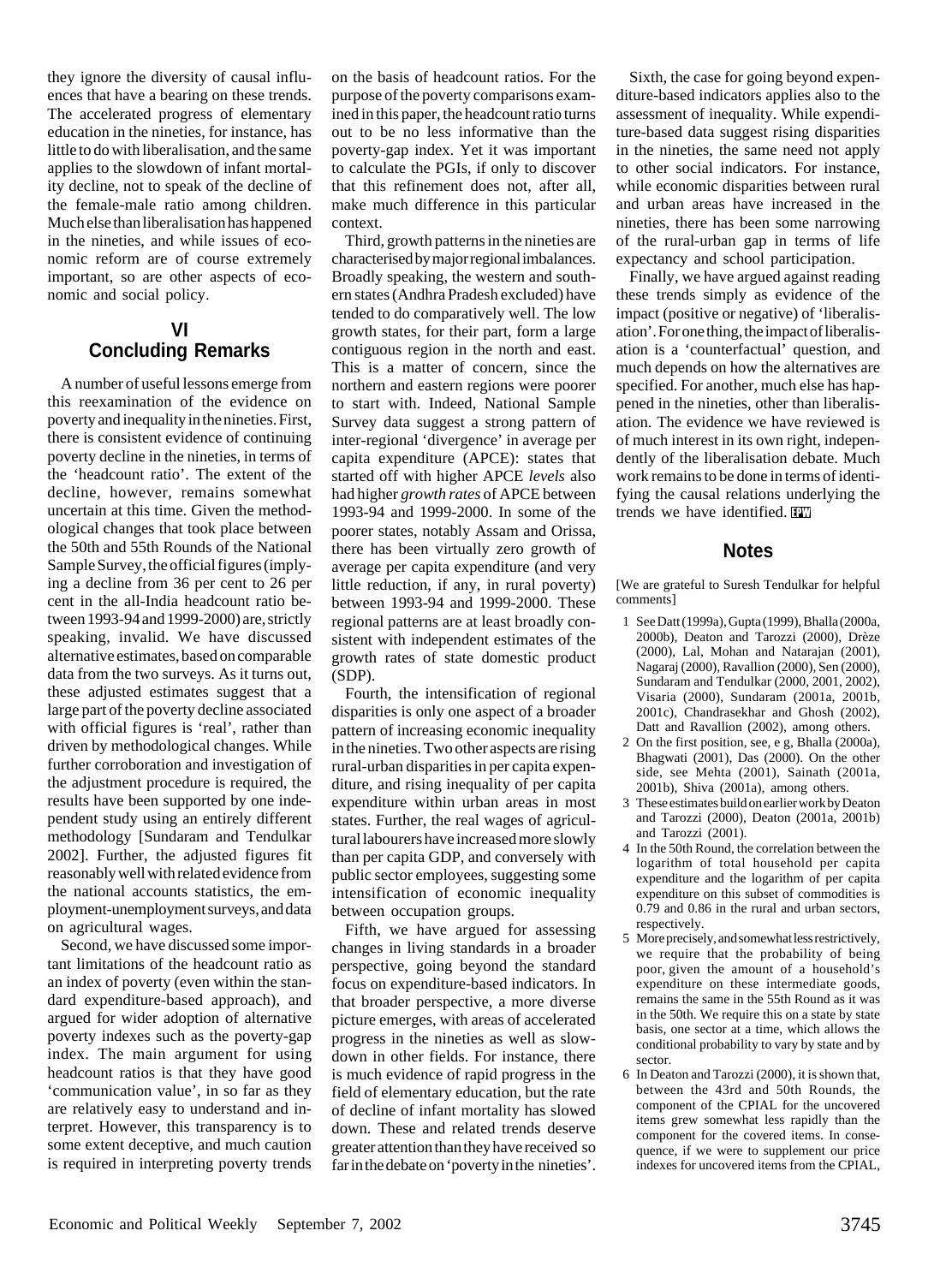they ignore the diversity of causal influences that have a bearing on these trends. The accelerated progress of elementary education in the nineties, for instance, has little to do with liberalisation, and the same applies to the slowdown of infant mortality decline, not to speak of the decline of the female-male ratio among children. Much else than liberalisation has happened in the nineties, and while issues of economic reform are of course extremely important, so are other aspects of economic and social policy.

## VI Concluding Remarks

A number of useful lessons emerge from this reexamination of the evidence on poverty and inequality in the nineties. First, there is consistent evidence of continuing poverty decline in the nineties, in terms of the 'headcount ratio'. The extent of the decline, however, remains somewhat uncertain at this time. Given the methodological changes that took place between the 50th and 55th Rounds of the National Sample Survey, the official figures (implying a decline from 36 per cent to 26 per cent in the all-India headcount ratio between 1993-94 and 1999-2000) are, strictly speaking, invalid. We have discussed alternative estimates, based on comparable data from the two surveys. As it turns out, these adjusted estimates suggest that a large part of the poverty decline associated with official figures is 'real', rather than driven by methodological changes. While further corroboration and investigation of the adjustment procedure is required, the results have been supported by one independent study using an entirely different methodology [Sundaram and Tendulkar 2002]. Further, the adjusted figures fit reasonably well with related evidence from the national accounts statistics, the employment-unemployment surveys, and data on agricultural wages.

Second, we have discussed some important limitations of the headcount ratio as an index of poverty (even within the standard expenditure-based approach), and argued for wider adoption of alternative poverty indexes such as the poverty-gap index. The main argument for using headcount ratios is that they have good 'communication value', in so far as they are relatively easy to understand and interpret. However, this transparency is to some extent deceptive, and much caution is required in interpreting poverty trends on the basis of headcount ratios. For the purpose of the poverty comparisons examined in this paper, the headcount ratio turns out to be no less informative than the poverty-gap index. Yet it was important to calculate the PGIs, if only to discover that this refinement does not, after all, make much difference in this particular context.

Third, growth patterns in the nineties are characterised by major regional imbalances. Broadly speaking, the western and southern states (Andhra Pradesh excluded) have tended to do comparatively well. The low growth states, for their part, form a large contiguous region in the north and east. This is a matter of concern, since the northern and eastern regions were poorer to start with. Indeed, National Sample Survey data suggest a strong pattern of inter-regional 'divergence' in average per capita expenditure (APCE): states that started off with higher APCE *levels* also had higher *growth rates* of APCE between 1993-94 and 1999-2000. In some of the poorer states, notably Assam and Orissa, there has been virtually zero growth of average per capita expenditure (and very little reduction, if any, in rural poverty) between 1993-94 and 1999-2000. These regional patterns are at least broadly consistent with independent estimates of the growth rates of state domestic product (SDP).

Fourth, the intensification of regional disparities is only one aspect of a broader pattern of increasing economic inequality in the nineties. Two other aspects are rising rural-urban disparities in per capita expenditure, and rising inequality of per capita expenditure within urban areas in most states. Further, the real wages of agricultural labourers have increased more slowly than per capita GDP, and conversely with public sector employees, suggesting some intensification of economic inequality between occupation groups.

Fifth, we have argued for assessing changes in living standards in a broader perspective, going beyond the standard focus on expenditure-based indicators. In that broader perspective, a more diverse picture emerges, with areas of accelerated progress in the nineties as well as slowdown in other fields. For instance, there is much evidence of rapid progress in the field of elementary education, but the rate of decline of infant mortality has slowed down. These and related trends deserve greater attention than they have received so far in the debate on 'poverty in the nineties'.

Sixth, the case for going beyond expenditure-based indicators applies also to the assessment of inequality. While expenditure-based data suggest rising disparities in the nineties, the same need not apply to other social indicators. For instance, while economic disparities between rural and urban areas have increased in the nineties, there has been some narrowing of the rural-urban gap in terms of life expectancy and school participation.

Finally, we have argued against reading these trends simply as evidence of the impact (positive or negative) of 'liberalisation'. For one thing, the impact of liberalisation is a 'counterfactual' question, and much depends on how the alternatives are specified. For another, much else has happened in the nineties, other than liberalisation. The evidence we have reviewed is of much interest in its own right, independently of the liberalisation debate. Much work remains to be done in terms of identifying the causal relations underlying the trends we have identified. EPW

## Notes

[We are grateful to Suresh Tendulkar for helpful comments]

1 See Datt (1999a), Gupta (1999), Bhalla (2000a, 2000b), Deaton and Tarozzi (2000), Drèze (2000), Lal, Mohan and Natarajan (2001), Nagaraj (2000), Ravallion (2000), Sen (2000), Sundaram and Tendulkar (2000, 2001, 2002), Visaria (2000), Sundaram (2001a, 2001b, 2001c), Chandrasekhar and Ghosh (2002), Datt and Ravallion (2002), among others.

2 On the first position, see, e g, Bhalla (2000a), Bhagwati (2001), Das (2000). On the other side, see Mehta (2001), Sainath (2001a, 2001b), Shiva (2001a), among others.

3 These estimates build on earlier work by Deaton and Tarozzi (2000), Deaton (2001a, 2001b) and Tarozzi (2001).

4 In the 50th Round, the correlation between the logarithm of total household per capita expenditure and the logarithm of per capita expenditure on this subset of commodities is 0.79 and 0.86 in the rural and urban sectors, respectively.

5 More precisely, and somewhat less restrictively, we require that the probability of being poor, given the amount of a household's expenditure on these intermediate goods, remains the same in the 55th Round as it was in the 50th. We require this on a state by state basis, one sector at a time, which allows the conditional probability to vary by state and by sector.

6 In Deaton and Tarozzi (2000), it is shown that, between the 43rd and 50th Rounds, the component of the CPIAL for the uncovered items grew somewhat less rapidly than the component for the covered items. In consequence, if we were to supplement our price indexes for uncovered items from the CPIAL,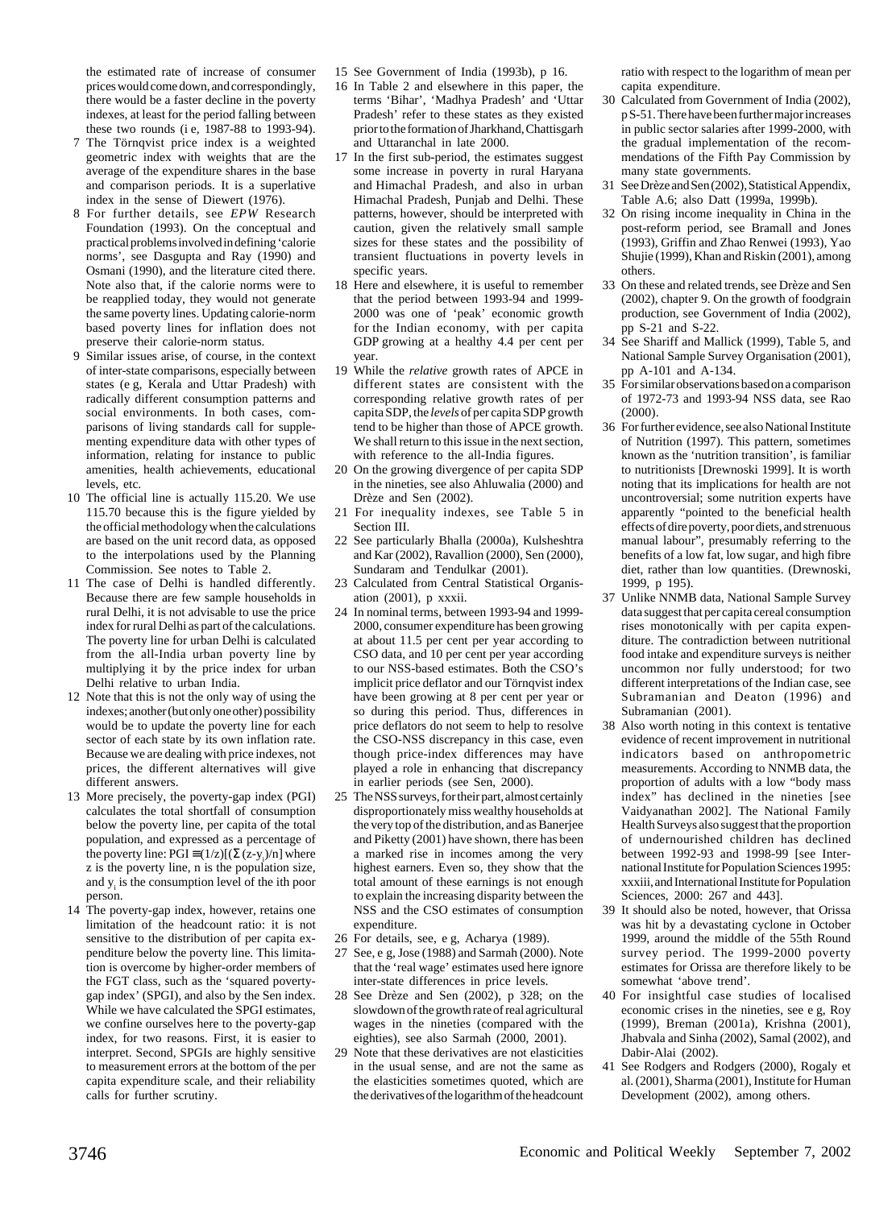the estimated rate of increase of consumer prices would come down, and correspondingly, there would be a faster decline in the poverty indexes, at least for the period falling between these two rounds (i e, 1987-88 to 1993-94).

7 The Törnqvist price index is a weighted geometric index with weights that are the average of the expenditure shares in the base and comparison periods. It is a superlative index in the sense of Diewert (1976).

8 For further details, see *EPW* Research Foundation (1993). On the conceptual and practical problems involved in defining 'calorie norms', see Dasgupta and Ray (1990) and Osmani (1990), and the literature cited there. Note also that, if the calorie norms were to be reapplied today, they would not generate the same poverty lines. Updating calorie-norm based poverty lines for inflation does not preserve their calorie-norm status.

9 Similar issues arise, of course, in the context of inter-state comparisons, especially between states (e g, Kerala and Uttar Pradesh) with radically different consumption patterns and social environments. In both cases, comparisons of living standards call for supplementing expenditure data with other types of information, relating for instance to public amenities, health achievements, educational levels, etc.

10 The official line is actually 115.20. We use 115.70 because this is the figure yielded by the official methodology when the calculations are based on the unit record data, as opposed to the interpolations used by the Planning Commission. See notes to Table 2.

11 The case of Delhi is handled differently. Because there are few sample households in rural Delhi, it is not advisable to use the price index for rural Delhi as part of the calculations. The poverty line for urban Delhi is calculated from the all-India urban poverty line by multiplying it by the price index for urban Delhi relative to urban India.

12 Note that this is not the only way of using the indexes; another (but only one other) possibility would be to update the poverty line for each sector of each state by its own inflation rate. Because we are dealing with price indexes, not prices, the different alternatives will give different answers.

13 More precisely, the poverty-gap index (PGI) calculates the total shortfall of consumption below the poverty line, per capita of the total population, and expressed as a percentage of the poverty line: $PGI \equiv (1/z)[(\Sigma(z-y_i)/n]$ where z is the poverty line, n is the population size, and $y_i$ is the consumption level of the ith poor person.

14 The poverty-gap index, however, retains one limitation of the headcount ratio: it is not sensitive to the distribution of per capita expenditure below the poverty line. This limitation is overcome by higher-order members of the FGT class, such as the 'squared poverty-gap index' (SPGI), and also by the Sen index. While we have calculated the SPGI estimates, we confine ourselves here to the poverty-gap index, for two reasons. First, it is easier to interpret. Second, SPGIs are highly sensitive to measurement errors at the bottom of the per capita expenditure scale, and their reliability calls for further scrutiny.

15 See Government of India (1993b), p 16.

16 In Table 2 and elsewhere in this paper, the terms 'Bihar', 'Madhya Pradesh' and 'Uttar Pradesh' refer to these states as they existed prior to the formation of Jharkhand, Chattisgarh and Uttaranchal in late 2000.

17 In the first sub-period, the estimates suggest some increase in poverty in rural Haryana and Himachal Pradesh, and also in urban Himachal Pradesh, Punjab and Delhi. These patterns, however, should be interpreted with caution, given the relatively small sample sizes for these states and the possibility of transient fluctuations in poverty levels in specific years.

18 Here and elsewhere, it is useful to remember that the period between 1993-94 and 1999-2000 was one of 'peak' economic growth for the Indian economy, with per capita GDP growing at a healthy 4.4 per cent per year.

19 While the *relative* growth rates of APCE in different states are consistent with the corresponding relative growth rates of per capita SDP, the *levels* of per capita SDP growth tend to be higher than those of APCE growth. We shall return to this issue in the next section, with reference to the all-India figures.

20 On the growing divergence of per capita SDP in the nineties, see also Ahluwalia (2000) and Drèze and Sen (2002).

21 For inequality indexes, see Table 5 in Section III.

22 See particularly Bhalla (2000a), Kulsheshtra and Kar (2002), Ravallion (2000), Sen (2000), Sundaram and Tendulkar (2001).

23 Calculated from Central Statistical Organisation (2001), p xxxii.

24 In nominal terms, between 1993-94 and 1999-2000, consumer expenditure has been growing at about 11.5 per cent per year according to CSO data, and 10 per cent per year according to our NSS-based estimates. Both the CSO's implicit price deflator and our Törnqvist index have been growing at 8 per cent per year or so during this period. Thus, differences in price deflators do not seem to help to resolve the CSO-NSS discrepancy in this case, even though price-index differences may have played a role in enhancing that discrepancy in earlier periods (see Sen, 2000).

25 The NSS surveys, for their part, almost certainly disproportionately miss wealthy households at the very top of the distribution, and as Banerjee and Piketty (2001) have shown, there has been a marked rise in incomes among the very highest earners. Even so, they show that the total amount of these earnings is not enough to explain the increasing disparity between the NSS and the CSO estimates of consumption expenditure.

26 For details, see, e g, Acharya (1989).

27 See, e g, Jose (1988) and Sarmah (2000). Note that the 'real wage' estimates used here ignore inter-state differences in price levels.

28 See Drèze and Sen (2002), p 328; on the slowdown of the growth rate of real agricultural wages in the nineties (compared with the eighties), see also Sarmah (2000, 2001).

29 Note that these derivatives are not elasticities in the usual sense, and are not the same as the elasticities sometimes quoted, which are the derivatives of the logarithm of the headcount ratio with respect to the logarithm of mean per capita expenditure.

30 Calculated from Government of India (2002), p S-51. There have been further major increases in public sector salaries after 1999-2000, with the gradual implementation of the recommendations of the Fifth Pay Commission by many state governments.

31 See Drèze and Sen (2002), Statistical Appendix, Table A.6; also Datt (1999a, 1999b).

32 On rising income inequality in China in the post-reform period, see Bramall and Jones (1993), Griffin and Zhao Renwei (1993), Yao Shujie (1999), Khan and Riskin (2001), among others.

33 On these and related trends, see Drèze and Sen (2002), chapter 9. On the growth of foodgrain production, see Government of India (2002), pp S-21 and S-22.

34 See Shariff and Mallick (1999), Table 5, and National Sample Survey Organisation (2001), pp A-101 and A-134.

35 For similar observations based on a comparison of 1972-73 and 1993-94 NSS data, see Rao (2000).

36 For further evidence, see also National Institute of Nutrition (1997). This pattern, sometimes known as the 'nutrition transition', is familiar to nutritionists [Drewnoski 1999]. It is worth noting that its implications for health are not uncontroversial; some nutrition experts have apparently "pointed to the beneficial health effects of dire poverty, poor diets, and strenuous manual labour", presumably referring to the benefits of a low fat, low sugar, and high fibre diet, rather than low quantities. (Drewnoski, 1999, p 195).

37 Unlike NNMB data, National Sample Survey data suggest that per capita cereal consumption rises monotonically with per capita expenditure. The contradiction between nutritional food intake and expenditure surveys is neither uncommon nor fully understood; for two different interpretations of the Indian case, see Subramanian and Deaton (1996) and Subramanian (2001).

38 Also worth noting in this context is tentative evidence of recent improvement in nutritional indicators based on anthropometric measurements. According to NNMB data, the proportion of adults with a low "body mass index" has declined in the nineties [see Vaidyanathan 2002]. The National Family Health Surveys also suggest that the proportion of undernourished children has declined between 1992-93 and 1998-99 [see International Institute for Population Sciences 1995: xxxiii, and International Institute for Population Sciences, 2000: 267 and 443].

39 It should also be noted, however, that Orissa was hit by a devastating cyclone in October 1999, around the middle of the 55th Round survey period. The 1999-2000 poverty estimates for Orissa are therefore likely to be somewhat 'above trend'.

40 For insightful case studies of localised economic crises in the nineties, see e g, Roy (1999), Breman (2001a), Krishna (2001), Jhabvala and Sinha (2002), Samal (2002), and Dabir-Alai (2002).

41 See Rodgers and Rodgers (2000), Rogaly et al. (2001), Sharma (2001), Institute for Human Development (2002), among others.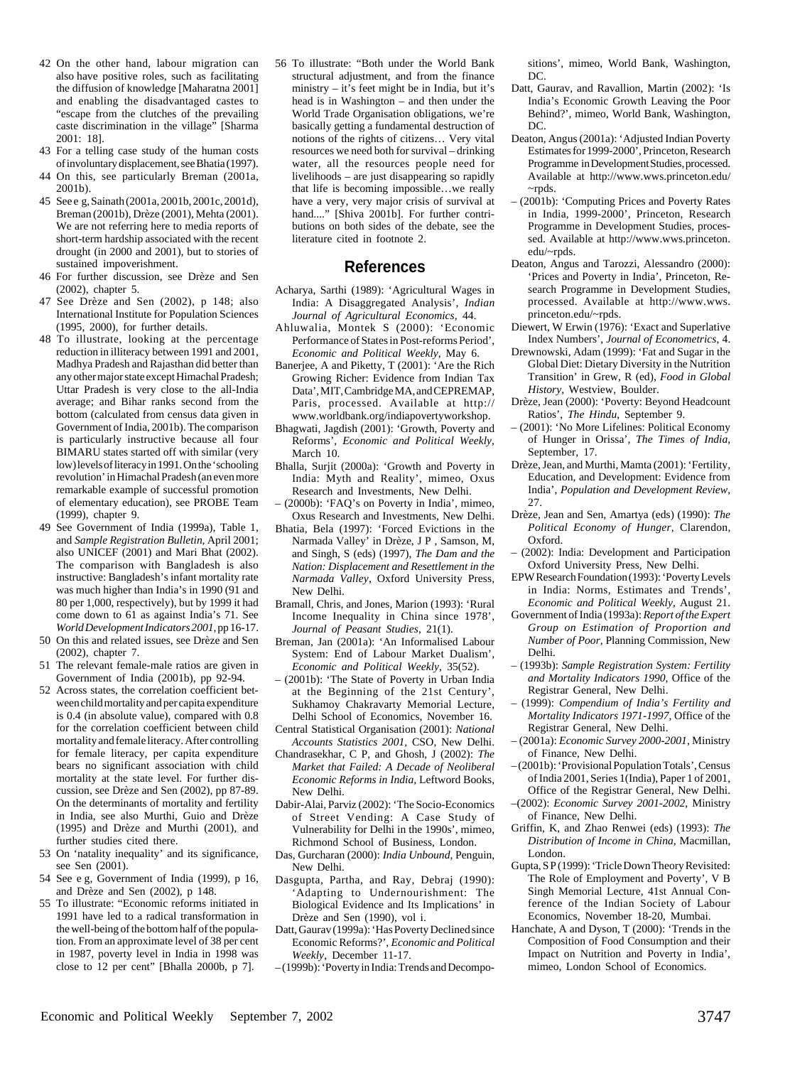42 On the other hand, labour migration can also have positive roles, such as facilitating the diffusion of knowledge [Maharatna 2001] and enabling the disadvantaged castes to "escape from the clutches of the prevailing caste discrimination in the village" [Sharma 2001: 18].

43 For a telling case study of the human costs of involuntary displacement, see Bhatia (1997).

44 On this, see particularly Breman (2001a, 2001b).

45 See e g, Sainath (2001a, 2001b, 2001c, 2001d), Breman (2001b), Drèze (2001), Mehta (2001). We are not referring here to media reports of short-term hardship associated with the recent drought (in 2000 and 2001), but to stories of sustained impoverishment.

46 For further discussion, see Drèze and Sen (2002), chapter 5.

47 See Drèze and Sen (2002), p 148; also International Institute for Population Sciences (1995, 2000), for further details.

48 To illustrate, looking at the percentage reduction in illiteracy between 1991 and 2001, Madhya Pradesh and Rajasthan did better than any other major state except Himachal Pradesh; Uttar Pradesh is very close to the all-India average; and Bihar ranks second from the bottom (calculated from census data given in Government of India, 2001b). The comparison is particularly instructive because all four BIMARU states started off with similar (very low) levels of literacy in 1991. On the 'schooling revolution' in Himachal Pradesh (an even more remarkable example of successful promotion of elementary education), see PROBE Team (1999), chapter 9.

49 See Government of India (1999a), Table 1, and *Sample Registration Bulletin*, April 2001; also UNICEF (2001) and Mari Bhat (2002). The comparison with Bangladesh is also instructive: Bangladesh's infant mortality rate was much higher than India's in 1990 (91 and 80 per 1,000, respectively), but by 1999 it had come down to 61 as against India's 71. See *World Development Indicators 2001*, pp 16-17.

50 On this and related issues, see Drèze and Sen (2002), chapter 7.

51 The relevant female-male ratios are given in Government of India (2001b), pp 92-94.

52 Across states, the correlation coefficient between child mortality and per capita expenditure is 0.4 (in absolute value), compared with 0.8 for the correlation coefficient between child mortality and female literacy. After controlling for female literacy, per capita expenditure bears no significant association with child mortality at the state level. For further discussion, see Drèze and Sen (2002), pp 87-89. On the determinants of mortality and fertility in India, see also Murthi, Guio and Drèze (1995) and Drèze and Murthi (2001), and further studies cited there.

53 On 'natality inequality' and its significance, see Sen (2001).

54 See e g, Government of India (1999), p 16, and Drèze and Sen (2002), p 148.

55 To illustrate: "Economic reforms initiated in 1991 have led to a radical transformation in the well-being of the bottom half of the population. From an approximate level of 38 per cent in 1987, poverty level in India in 1998 was close to 12 per cent" [Bhalla 2000b, p 7].

56 To illustrate: "Both under the World Bank structural adjustment, and from the finance ministry – it's feet might be in India, but it's head is in Washington – and then under the World Trade Organisation obligations, we're basically getting a fundamental destruction of notions of the rights of citizens… Very vital resources we need both for survival – drinking water, all the resources people need for livelihoods – are just disappearing so rapidly that life is becoming impossible…we really have a very, very major crisis of survival at hand...." [Shiva 2001b]. For further contributions on both sides of the debate, see the literature cited in footnote 2.

## References

Acharya, Sarthi (1989): 'Agricultural Wages in India: A Disaggregated Analysis', *Indian Journal of Agricultural Economics*, 44.

Ahluwalia, Montek S (2000): 'Economic Performance of States in Post-reforms Period', *Economic and Political Weekly*, May 6.

Banerjee, A and Piketty, T (2001): 'Are the Rich Growing Richer: Evidence from Indian Tax Data', MIT, Cambridge MA, and CEPREMAP, Paris, processed. Available at http://www.worldbank.org/indiapovertyworkshop.

Bhagwati, Jagdish (2001): 'Growth, Poverty and Reforms', *Economic and Political Weekly*, March 10.

Bhalla, Surjit (2000a): 'Growth and Poverty in India: Myth and Reality', mimeo, Oxus Research and Investments, New Delhi.

– (2000b): 'FAQ's on Poverty in India', mimeo, Oxus Research and Investments, New Delhi.

Bhatia, Bela (1997): 'Forced Evictions in the Narmada Valley' in Drèze, J P , Samson, M, and Singh, S (eds) (1997), *The Dam and the Nation: Displacement and Resettlement in the Narmada Valley*, Oxford University Press, New Delhi.

Bramall, Chris, and Jones, Marion (1993): 'Rural Income Inequality in China since 1978', *Journal of Peasant Studies*, 21(1).

Breman, Jan (2001a): 'An Informalised Labour System: End of Labour Market Dualism', *Economic and Political Weekly*, 35(52).

– (2001b): 'The State of Poverty in Urban India at the Beginning of the 21st Century', Sukhamoy Chakravarty Memorial Lecture, Delhi School of Economics, November 16.

Central Statistical Organisation (2001): *National Accounts Statistics 2001*, CSO, New Delhi.

Chandrasekhar, C P, and Ghosh, J (2002): *The Market that Failed: A Decade of Neoliberal Economic Reforms in India*, Leftword Books, New Delhi.

Dabir-Alai, Parviz (2002): 'The Socio-Economics of Street Vending: A Case Study of Vulnerability for Delhi in the 1990s', mimeo, Richmond School of Business, London.

Das, Gurcharan (2000): *India Unbound*, Penguin, New Delhi.

Dasgupta, Partha, and Ray, Debraj (1990): 'Adapting to Undernourishment: The Biological Evidence and Its Implications' in Drèze and Sen (1990), vol i.

Datt, Gaurav (1999a): 'Has Poverty Declined since Economic Reforms?', *Economic and Political Weekly*, December 11-17.

– (1999b): 'Poverty in India: Trends and Decompositions', mimeo, World Bank, Washington, DC.

Datt, Gaurav, and Ravallion, Martin (2002): 'Is India's Economic Growth Leaving the Poor Behind?', mimeo, World Bank, Washington, DC.

Deaton, Angus (2001a): 'Adjusted Indian Poverty Estimates for 1999-2000', Princeton, Research Programme in Development Studies, processed. Available at http://www.wws.princeton.edu/~rpds.

– (2001b): 'Computing Prices and Poverty Rates in India, 1999-2000', Princeton, Research Programme in Development Studies, processed. Available at http://www.wws.princeton.edu/~rpds.

Deaton, Angus and Tarozzi, Alessandro (2000): 'Prices and Poverty in India', Princeton, Research Programme in Development Studies, processed. Available at http://www.wws.princeton.edu/~rpds.

Diewert, W Erwin (1976): 'Exact and Superlative Index Numbers', *Journal of Econometrics*, 4.

Drewnowski, Adam (1999): 'Fat and Sugar in the Global Diet: Dietary Diversity in the Nutrition Transition' in Grew, R (ed), *Food in Global History*, Westview, Boulder.

Drèze, Jean (2000): 'Poverty: Beyond Headcount Ratios', *The Hindu*, September 9.

– (2001): 'No More Lifelines: Political Economy of Hunger in Orissa', *The Times of India*, September, 17.

Drèze, Jean, and Murthi, Mamta (2001): 'Fertility, Education, and Development: Evidence from India', *Population and Development Review*, 27.

Drèze, Jean and Sen, Amartya (eds) (1990): *The Political Economy of Hunger*, Clarendon, Oxford.

– (2002): India: Development and Participation Oxford University Press, New Delhi.

EPW Research Foundation (1993): 'Poverty Levels in India: Norms, Estimates and Trends', *Economic and Political Weekly*, August 21.

Government of India (1993a): *Report of the Expert Group on Estimation of Proportion and Number of Poor*, Planning Commission, New Delhi.

– (1993b): *Sample Registration System: Fertility and Mortality Indicators 1990*, Office of the Registrar General, New Delhi.

– (1999): *Compendium of India's Fertility and Mortality Indicators 1971-1997*, Office of the Registrar General, New Delhi.

– (2001a): *Economic Survey 2000-2001*, Ministry of Finance, New Delhi.

– (2001b): 'Provisional Population Totals', Census of India 2001, Series 1(India), Paper 1 of 2001, Office of the Registrar General, New Delhi.

– (2002): *Economic Survey 2001-2002*, Ministry of Finance, New Delhi.

Griffin, K, and Zhao Renwei (eds) (1993): *The Distribution of Income in China*, Macmillan, London.

Gupta, S P (1999): 'Tricle Down Theory Revisited: The Role of Employment and Poverty', V B Singh Memorial Lecture, 41st Annual Conference of the Indian Society of Labour Economics, November 18-20, Mumbai.

Hanchate, A and Dyson, T (2000): 'Trends in the Composition of Food Consumption and their Impact on Nutrition and Poverty in India', mimeo, London School of Economics.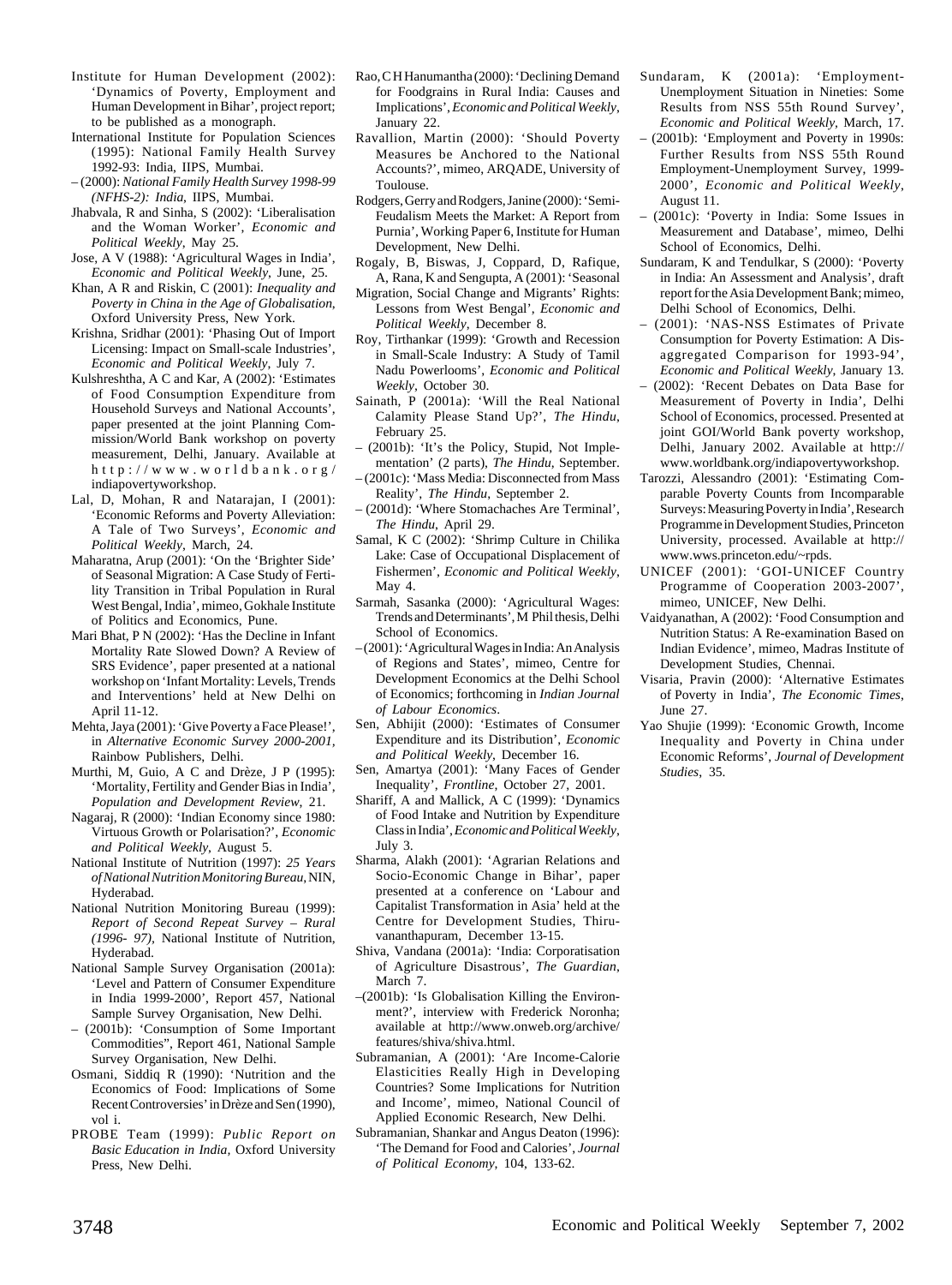Institute for Human Development (2002): 'Dynamics of Poverty, Employment and Human Development in Bihar', project report; to be published as a monograph.

International Institute for Population Sciences (1995): National Family Health Survey 1992-93: India, IIPS, Mumbai.

– (2000): *National Family Health Survey 1998-99 (NFHS-2): India*, IIPS, Mumbai.

Jhabvala, R and Sinha, S (2002): 'Liberalisation and the Woman Worker', *Economic and Political Weekly*, May 25.

Jose, A V (1988): 'Agricultural Wages in India', *Economic and Political Weekly*, June, 25.

Khan, A R and Riskin, C (2001): *Inequality and Poverty in China in the Age of Globalisation*, Oxford University Press, New York.

Krishna, Sridhar (2001): 'Phasing Out of Import Licensing: Impact on Small-scale Industries', *Economic and Political Weekly*, July 7.

Kulshreshtha, A C and Kar, A (2002): 'Estimates of Food Consumption Expenditure from Household Surveys and National Accounts', paper presented at the joint Planning Commission/World Bank workshop on poverty measurement, Delhi, January. Available at http://www.worldbank.org/indiapovertyworkshop.

Lal, D, Mohan, R and Natarajan, I (2001): 'Economic Reforms and Poverty Alleviation: A Tale of Two Surveys', *Economic and Political Weekly*, March, 24.

Maharatna, Arup (2001): 'On the 'Brighter Side' of Seasonal Migration: A Case Study of Fertility Transition in Tribal Population in Rural West Bengal, India', mimeo, Gokhale Institute of Politics and Economics, Pune.

Mari Bhat, P N (2002): 'Has the Decline in Infant Mortality Rate Slowed Down? A Review of SRS Evidence', paper presented at a national workshop on 'Infant Mortality: Levels, Trends and Interventions' held at New Delhi on April 11-12.

Mehta, Jaya (2001): 'Give Poverty a Face Please!', in *Alternative Economic Survey 2000-2001*, Rainbow Publishers, Delhi.

Murthi, M, Guio, A C and Drèze, J P (1995): 'Mortality, Fertility and Gender Bias in India', *Population and Development Review*, 21.

Nagaraj, R (2000): 'Indian Economy since 1980: Virtuous Growth or Polarisation?', *Economic and Political Weekly*, August 5.

National Institute of Nutrition (1997): *25 Years of National Nutrition Monitoring Bureau*, NIN, Hyderabad.

National Nutrition Monitoring Bureau (1999): *Report of Second Repeat Survey – Rural (1996- 97)*, National Institute of Nutrition, Hyderabad.

National Sample Survey Organisation (2001a): 'Level and Pattern of Consumer Expenditure in India 1999-2000', Report 457, National Sample Survey Organisation, New Delhi.

– (2001b): 'Consumption of Some Important Commodities", Report 461, National Sample Survey Organisation, New Delhi.

Osmani, Siddiq R (1990): 'Nutrition and the Economics of Food: Implications of Some Recent Controversies' in Drèze and Sen (1990), vol i.

PROBE Team (1999): *Public Report on Basic Education in India*, Oxford University Press, New Delhi.

Rao, C H Hanumantha (2000): 'Declining Demand for Foodgrains in Rural India: Causes and Implications', *Economic and Political Weekly*, January 22.

Ravallion, Martin (2000): 'Should Poverty Measures be Anchored to the National Accounts?', mimeo, ARQADE, University of Toulouse.

Rodgers, Gerry and Rodgers, Janine (2000): 'Semi-Feudalism Meets the Market: A Report from Purnia', Working Paper 6, Institute for Human Development, New Delhi.

Rogaly, B, Biswas, J, Coppard, D, Rafique, A, Rana, K and Sengupta, A (2001): 'Seasonal Migration, Social Change and Migrants' Rights: Lessons from West Bengal', *Economic and Political Weekly*, December 8.

Roy, Tirthankar (1999): 'Growth and Recession in Small-Scale Industry: A Study of Tamil Nadu Powerlooms', *Economic and Political Weekly*, October 30.

Sainath, P (2001a): 'Will the Real National Calamity Please Stand Up?', *The Hindu*, February 25.

– (2001b): 'It's the Policy, Stupid, Not Implementation' (2 parts), *The Hindu*, September.

– (2001c): 'Mass Media: Disconnected from Mass Reality', *The Hindu*, September 2.

– (2001d): 'Where Stomachaches Are Terminal', *The Hindu*, April 29.

Samal, K C (2002): 'Shrimp Culture in Chilika Lake: Case of Occupational Displacement of Fishermen', *Economic and Political Weekly*, May 4.

Sarmah, Sasanka (2000): 'Agricultural Wages: Trends and Determinants', M Phil thesis, Delhi School of Economics.

– (2001): 'Agricultural Wages in India: An Analysis of Regions and States', mimeo, Centre for Development Economics at the Delhi School of Economics; forthcoming in *Indian Journal of Labour Economics*.

Sen, Abhijit (2000): 'Estimates of Consumer Expenditure and its Distribution', *Economic and Political Weekly*, December 16.

Sen, Amartya (2001): 'Many Faces of Gender Inequality', *Frontline*, October 27, 2001.

Shariff, A and Mallick, A C (1999): 'Dynamics of Food Intake and Nutrition by Expenditure Class in India', *Economic and Political Weekly*, July 3.

Sharma, Alakh (2001): 'Agrarian Relations and Socio-Economic Change in Bihar', paper presented at a conference on 'Labour and Capitalist Transformation in Asia' held at the Centre for Development Studies, Thiruvananthapuram, December 13-15.

Shiva, Vandana (2001a): 'India: Corporatisation of Agriculture Disastrous', *The Guardian*, March 7.

–(2001b): 'Is Globalisation Killing the Environment?', interview with Frederick Noronha; available at http://www.onweb.org/archive/features/shiva/shiva.html.

Subramanian, A (2001): 'Are Income-Calorie Elasticities Really High in Developing Countries? Some Implications for Nutrition and Income', mimeo, National Council of Applied Economic Research, New Delhi.

Subramanian, Shankar and Angus Deaton (1996): 'The Demand for Food and Calories', *Journal of Political Economy*, 104, 133-62.

Sundaram, K (2001a): 'Employment-Unemployment Situation in Nineties: Some Results from NSS 55th Round Survey', *Economic and Political Weekly*, March, 17.

– (2001b): 'Employment and Poverty in 1990s: Further Results from NSS 55th Round Employment-Unemployment Survey, 1999-2000', *Economic and Political Weekly*, August 11.

– (2001c): 'Poverty in India: Some Issues in Measurement and Database', mimeo, Delhi School of Economics, Delhi.

Sundaram, K and Tendulkar, S (2000): 'Poverty in India: An Assessment and Analysis', draft report for the Asia Development Bank; mimeo, Delhi School of Economics, Delhi.

– (2001): 'NAS-NSS Estimates of Private Consumption for Poverty Estimation: A Disaggregated Comparison for 1993-94', *Economic and Political Weekly*, January 13.

– (2002): 'Recent Debates on Data Base for Measurement of Poverty in India', Delhi School of Economics, processed. Presented at joint GOI/World Bank poverty workshop, Delhi, January 2002. Available at http://www.worldbank.org/indiapovertyworkshop.

Tarozzi, Alessandro (2001): 'Estimating Comparable Poverty Counts from Incomparable Surveys: Measuring Poverty in India', Research Programme in Development Studies, Princeton University, processed. Available at http://www.wws.princeton.edu/~rpds.

UNICEF (2001): 'GOI-UNICEF Country Programme of Cooperation 2003-2007', mimeo, UNICEF, New Delhi.

Vaidyanathan, A (2002): 'Food Consumption and Nutrition Status: A Re-examination Based on Indian Evidence', mimeo, Madras Institute of Development Studies, Chennai.

Visaria, Pravin (2000): 'Alternative Estimates of Poverty in India', *The Economic Times*, June 27.

Yao Shujie (1999): 'Economic Growth, Income Inequality and Poverty in China under Economic Reforms', *Journal of Development Studies*, 35.